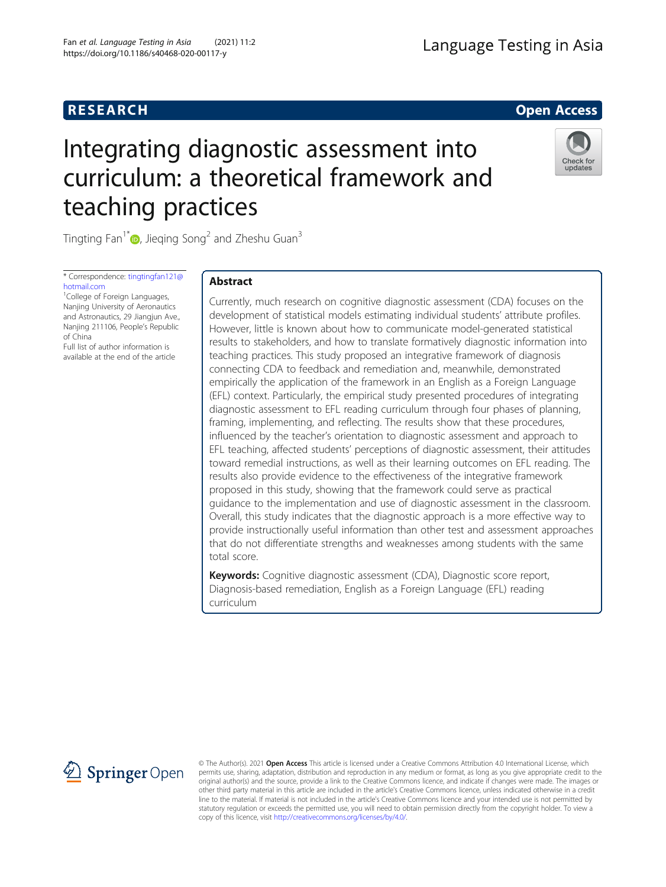RESEARCH | Open Access

# Integrating diagnostic assessment into curriculum: a theoretical framework and teaching practices

Tingting Fan[1*], Jieqing Song[2] and Zheshu Guan[3]

\* Correspondence: tingtingfan121@hotmail.com

[1]College of Foreign Languages, Nanjing University of Aeronautics and Astronautics, 29 Jiangjun Ave., Nanjing 211106, People's Republic of China

Full list of author information is available at the end of the article

## Abstract

Currently, much research on cognitive diagnostic assessment (CDA) focuses on the development of statistical models estimating individual students' attribute profiles. However, little is known about how to communicate model-generated statistical results to stakeholders, and how to translate formatively diagnostic information into teaching practices. This study proposed an integrative framework of diagnosis connecting CDA to feedback and remediation and, meanwhile, demonstrated empirically the application of the framework in an English as a Foreign Language (EFL) context. Particularly, the empirical study presented procedures of integrating diagnostic assessment to EFL reading curriculum through four phases of planning, framing, implementing, and reflecting. The results show that these procedures, influenced by the teacher's orientation to diagnostic assessment and approach to EFL teaching, affected students' perceptions of diagnostic assessment, their attitudes toward remedial instructions, as well as their learning outcomes on EFL reading. The results also provide evidence to the effectiveness of the integrative framework proposed in this study, showing that the framework could serve as practical guidance to the implementation and use of diagnostic assessment in the classroom. Overall, this study indicates that the diagnostic approach is a more effective way to provide instructionally useful information than other test and assessment approaches that do not differentiate strengths and weaknesses among students with the same total score.

**Keywords:** Cognitive diagnostic assessment (CDA), Diagnostic score report, Diagnosis-based remediation, English as a Foreign Language (EFL) reading curriculum

© The Author(s). 2021 **Open Access** This article is licensed under a Creative Commons Attribution 4.0 International License, which permits use, sharing, adaptation, distribution and reproduction in any medium or format, as long as you give appropriate credit to the original author(s) and the source, provide a link to the Creative Commons licence, and indicate if changes were made. The images or other third party material in this article are included in the article's Creative Commons licence, unless indicated otherwise in a credit line to the material. If material is not included in the article's Creative Commons licence and your intended use is not permitted by statutory regulation or exceeds the permitted use, you will need to obtain permission directly from the copyright holder. To view a copy of this licence, visit http://creativecommons.org/licenses/by/4.0/.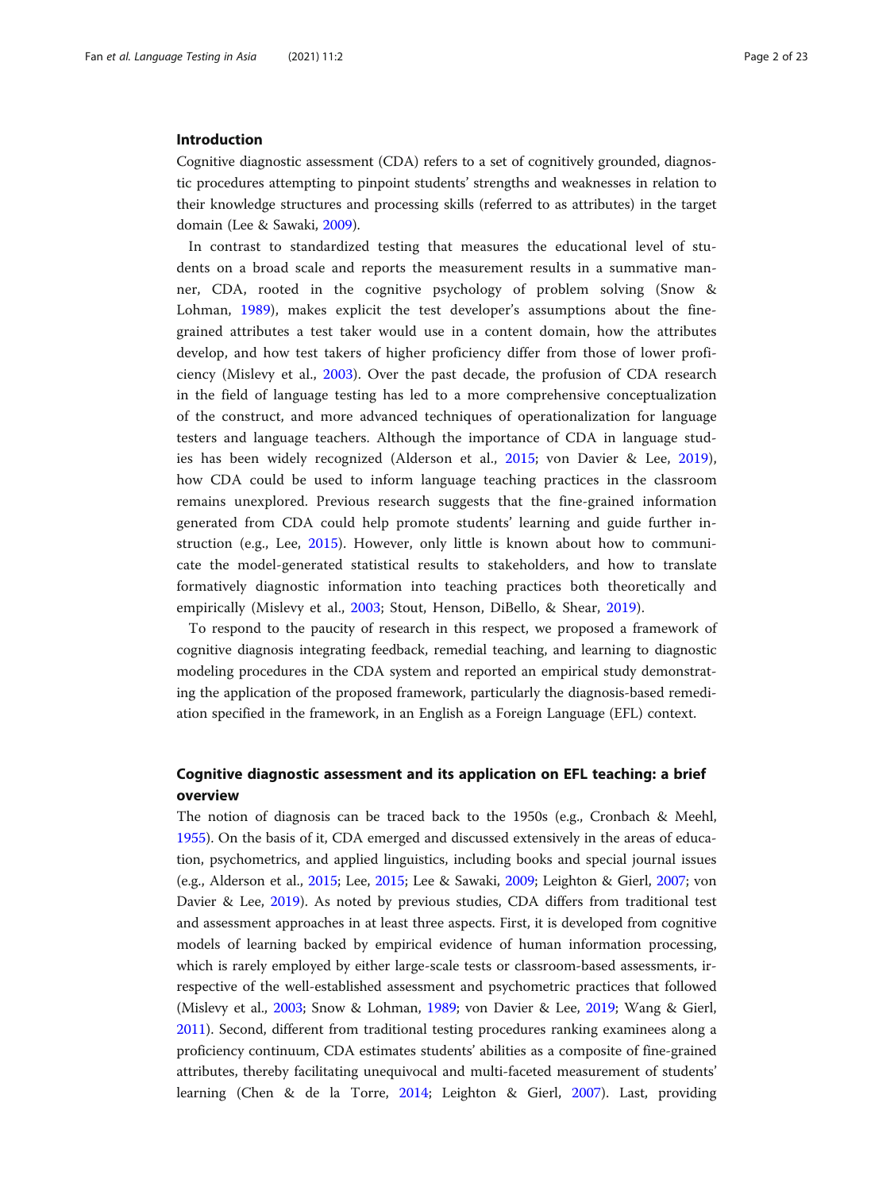## Introduction

Cognitive diagnostic assessment (CDA) refers to a set of cognitively grounded, diagnostic procedures attempting to pinpoint students' strengths and weaknesses in relation to their knowledge structures and processing skills (referred to as attributes) in the target domain (Lee & Sawaki, 2009).

In contrast to standardized testing that measures the educational level of students on a broad scale and reports the measurement results in a summative manner, CDA, rooted in the cognitive psychology of problem solving (Snow & Lohman, 1989), makes explicit the test developer's assumptions about the fine-grained attributes a test taker would use in a content domain, how the attributes develop, and how test takers of higher proficiency differ from those of lower proficiency (Mislevy et al., 2003). Over the past decade, the profusion of CDA research in the field of language testing has led to a more comprehensive conceptualization of the construct, and more advanced techniques of operationalization for language testers and language teachers. Although the importance of CDA in language studies has been widely recognized (Alderson et al., 2015; von Davier & Lee, 2019), how CDA could be used to inform language teaching practices in the classroom remains unexplored. Previous research suggests that the fine-grained information generated from CDA could help promote students' learning and guide further instruction (e.g., Lee, 2015). However, only little is known about how to communicate the model-generated statistical results to stakeholders, and how to translate formatively diagnostic information into teaching practices both theoretically and empirically (Mislevy et al., 2003; Stout, Henson, DiBello, & Shear, 2019).

To respond to the paucity of research in this respect, we proposed a framework of cognitive diagnosis integrating feedback, remedial teaching, and learning to diagnostic modeling procedures in the CDA system and reported an empirical study demonstrating the application of the proposed framework, particularly the diagnosis-based remediation specified in the framework, in an English as a Foreign Language (EFL) context.

## Cognitive diagnostic assessment and its application on EFL teaching: a brief overview

The notion of diagnosis can be traced back to the 1950s (e.g., Cronbach & Meehl, 1955). On the basis of it, CDA emerged and discussed extensively in the areas of education, psychometrics, and applied linguistics, including books and special journal issues (e.g., Alderson et al., 2015; Lee, 2015; Lee & Sawaki, 2009; Leighton & Gierl, 2007; von Davier & Lee, 2019). As noted by previous studies, CDA differs from traditional test and assessment approaches in at least three aspects. First, it is developed from cognitive models of learning backed by empirical evidence of human information processing, which is rarely employed by either large-scale tests or classroom-based assessments, irrespective of the well-established assessment and psychometric practices that followed (Mislevy et al., 2003; Snow & Lohman, 1989; von Davier & Lee, 2019; Wang & Gierl, 2011). Second, different from traditional testing procedures ranking examinees along a proficiency continuum, CDA estimates students' abilities as a composite of fine-grained attributes, thereby facilitating unequivocal and multi-faceted measurement of students' learning (Chen & de la Torre, 2014; Leighton & Gierl, 2007). Last, providing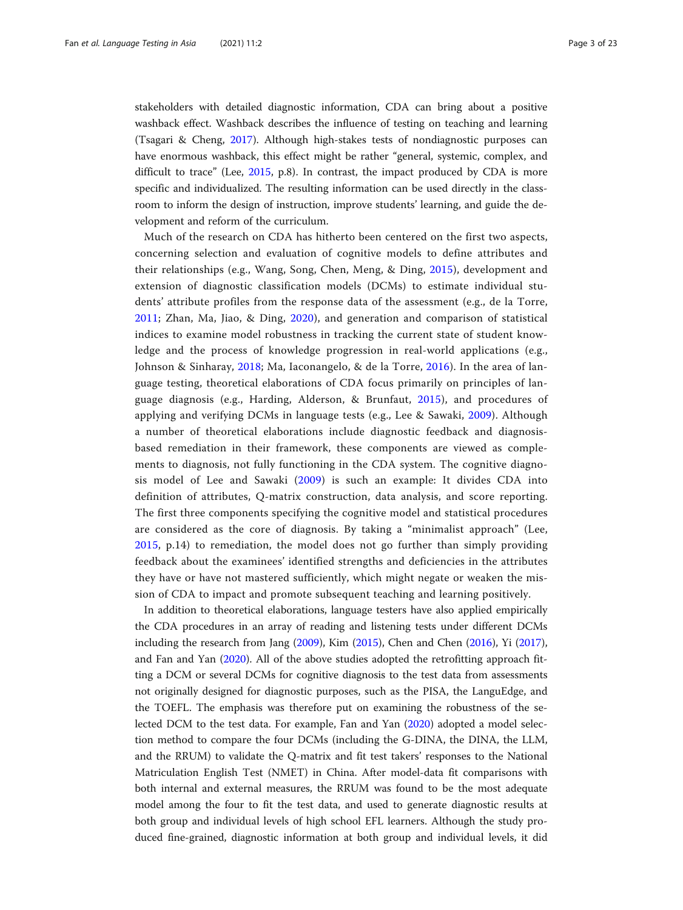stakeholders with detailed diagnostic information, CDA can bring about a positive washback effect. Washback describes the influence of testing on teaching and learning (Tsagari & Cheng, 2017). Although high-stakes tests of nondiagnostic purposes can have enormous washback, this effect might be rather "general, systemic, complex, and difficult to trace" (Lee, 2015, p.8). In contrast, the impact produced by CDA is more specific and individualized. The resulting information can be used directly in the classroom to inform the design of instruction, improve students' learning, and guide the development and reform of the curriculum.

Much of the research on CDA has hitherto been centered on the first two aspects, concerning selection and evaluation of cognitive models to define attributes and their relationships (e.g., Wang, Song, Chen, Meng, & Ding, 2015), development and extension of diagnostic classification models (DCMs) to estimate individual students' attribute profiles from the response data of the assessment (e.g., de la Torre, 2011; Zhan, Ma, Jiao, & Ding, 2020), and generation and comparison of statistical indices to examine model robustness in tracking the current state of student knowledge and the process of knowledge progression in real-world applications (e.g., Johnson & Sinharay, 2018; Ma, Iaconangelo, & de la Torre, 2016). In the area of language testing, theoretical elaborations of CDA focus primarily on principles of language diagnosis (e.g., Harding, Alderson, & Brunfaut, 2015), and procedures of applying and verifying DCMs in language tests (e.g., Lee & Sawaki, 2009). Although a number of theoretical elaborations include diagnostic feedback and diagnosis-based remediation in their framework, these components are viewed as complements to diagnosis, not fully functioning in the CDA system. The cognitive diagnosis model of Lee and Sawaki (2009) is such an example: It divides CDA into definition of attributes, Q-matrix construction, data analysis, and score reporting. The first three components specifying the cognitive model and statistical procedures are considered as the core of diagnosis. By taking a "minimalist approach" (Lee, 2015, p.14) to remediation, the model does not go further than simply providing feedback about the examinees' identified strengths and deficiencies in the attributes they have or have not mastered sufficiently, which might negate or weaken the mission of CDA to impact and promote subsequent teaching and learning positively.

In addition to theoretical elaborations, language testers have also applied empirically the CDA procedures in an array of reading and listening tests under different DCMs including the research from Jang (2009), Kim (2015), Chen and Chen (2016), Yi (2017), and Fan and Yan (2020). All of the above studies adopted the retrofitting approach fitting a DCM or several DCMs for cognitive diagnosis to the test data from assessments not originally designed for diagnostic purposes, such as the PISA, the LanguEdge, and the TOEFL. The emphasis was therefore put on examining the robustness of the selected DCM to the test data. For example, Fan and Yan (2020) adopted a model selection method to compare the four DCMs (including the G-DINA, the DINA, the LLM, and the RRUM) to validate the Q-matrix and fit test takers' responses to the National Matriculation English Test (NMET) in China. After model-data fit comparisons with both internal and external measures, the RRUM was found to be the most adequate model among the four to fit the test data, and used to generate diagnostic results at both group and individual levels of high school EFL learners. Although the study produced fine-grained, diagnostic information at both group and individual levels, it did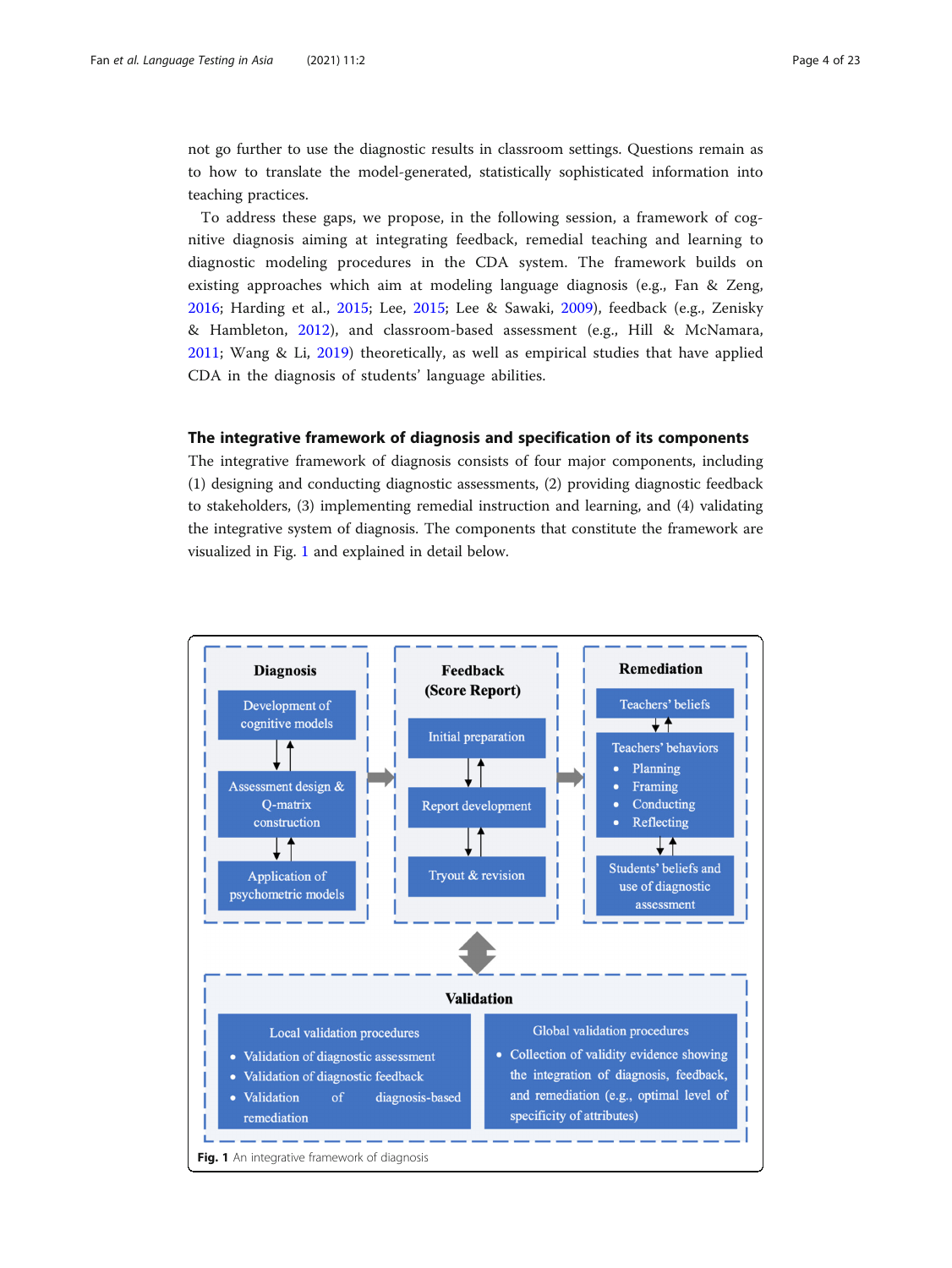not go further to use the diagnostic results in classroom settings. Questions remain as to how to translate the model-generated, statistically sophisticated information into teaching practices.

To address these gaps, we propose, in the following session, a framework of cognitive diagnosis aiming at integrating feedback, remedial teaching and learning to diagnostic modeling procedures in the CDA system. The framework builds on existing approaches which aim at modeling language diagnosis (e.g., Fan & Zeng, 2016; Harding et al., 2015; Lee, 2015; Lee & Sawaki, 2009), feedback (e.g., Zenisky & Hambleton, 2012), and classroom-based assessment (e.g., Hill & McNamara, 2011; Wang & Li, 2019) theoretically, as well as empirical studies that have applied CDA in the diagnosis of students' language abilities.

## The integrative framework of diagnosis and specification of its components

The integrative framework of diagnosis consists of four major components, including (1) designing and conducting diagnostic assessments, (2) providing diagnostic feedback to stakeholders, (3) implementing remedial instruction and learning, and (4) validating the integrative system of diagnosis. The components that constitute the framework are visualized in Fig. 1 and explained in detail below.

**Diagnosis**
- Development of cognitive models
- Assessment design & Q-matrix construction
- Application of psychometric models

**Feedback (Score Report)**
- Initial preparation
- Report development
- Tryout & revision

**Remediation**
- Teachers' beliefs
- Teachers' behaviors
  - Planning
  - Framing
  - Conducting
  - Reflecting
- Students' beliefs and use of diagnostic assessment

**Validation**
- Local validation procedures
  - Validation of diagnostic assessment
  - Validation of diagnostic feedback
  - Validation of diagnosis-based remediation
- Global validation procedures
  - Collection of validity evidence showing the integration of diagnosis, feedback, and remediation (e.g., optimal level of specificity of attributes)

**Fig. 1** An integrative framework of diagnosis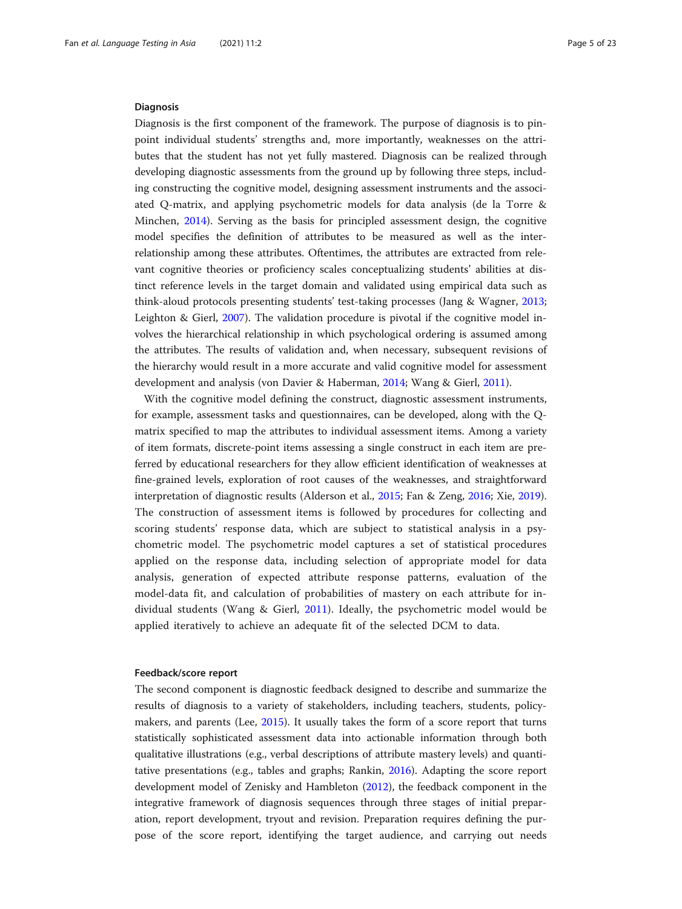### Diagnosis

Diagnosis is the first component of the framework. The purpose of diagnosis is to pinpoint individual students' strengths and, more importantly, weaknesses on the attributes that the student has not yet fully mastered. Diagnosis can be realized through developing diagnostic assessments from the ground up by following three steps, including constructing the cognitive model, designing assessment instruments and the associated Q-matrix, and applying psychometric models for data analysis (de la Torre & Minchen, 2014). Serving as the basis for principled assessment design, the cognitive model specifies the definition of attributes to be measured as well as the interrelationship among these attributes. Oftentimes, the attributes are extracted from relevant cognitive theories or proficiency scales conceptualizing students' abilities at distinct reference levels in the target domain and validated using empirical data such as think-aloud protocols presenting students' test-taking processes (Jang & Wagner, 2013; Leighton & Gierl, 2007). The validation procedure is pivotal if the cognitive model involves the hierarchical relationship in which psychological ordering is assumed among the attributes. The results of validation and, when necessary, subsequent revisions of the hierarchy would result in a more accurate and valid cognitive model for assessment development and analysis (von Davier & Haberman, 2014; Wang & Gierl, 2011).

With the cognitive model defining the construct, diagnostic assessment instruments, for example, assessment tasks and questionnaires, can be developed, along with the Q-matrix specified to map the attributes to individual assessment items. Among a variety of item formats, discrete-point items assessing a single construct in each item are preferred by educational researchers for they allow efficient identification of weaknesses at fine-grained levels, exploration of root causes of the weaknesses, and straightforward interpretation of diagnostic results (Alderson et al., 2015; Fan & Zeng, 2016; Xie, 2019). The construction of assessment items is followed by procedures for collecting and scoring students' response data, which are subject to statistical analysis in a psychometric model. The psychometric model captures a set of statistical procedures applied on the response data, including selection of appropriate model for data analysis, generation of expected attribute response patterns, evaluation of the model-data fit, and calculation of probabilities of mastery on each attribute for individual students (Wang & Gierl, 2011). Ideally, the psychometric model would be applied iteratively to achieve an adequate fit of the selected DCM to data.

### Feedback/score report

The second component is diagnostic feedback designed to describe and summarize the results of diagnosis to a variety of stakeholders, including teachers, students, policymakers, and parents (Lee, 2015). It usually takes the form of a score report that turns statistically sophisticated assessment data into actionable information through both qualitative illustrations (e.g., verbal descriptions of attribute mastery levels) and quantitative presentations (e.g., tables and graphs; Rankin, 2016). Adapting the score report development model of Zenisky and Hambleton (2012), the feedback component in the integrative framework of diagnosis sequences through three stages of initial preparation, report development, tryout and revision. Preparation requires defining the purpose of the score report, identifying the target audience, and carrying out needs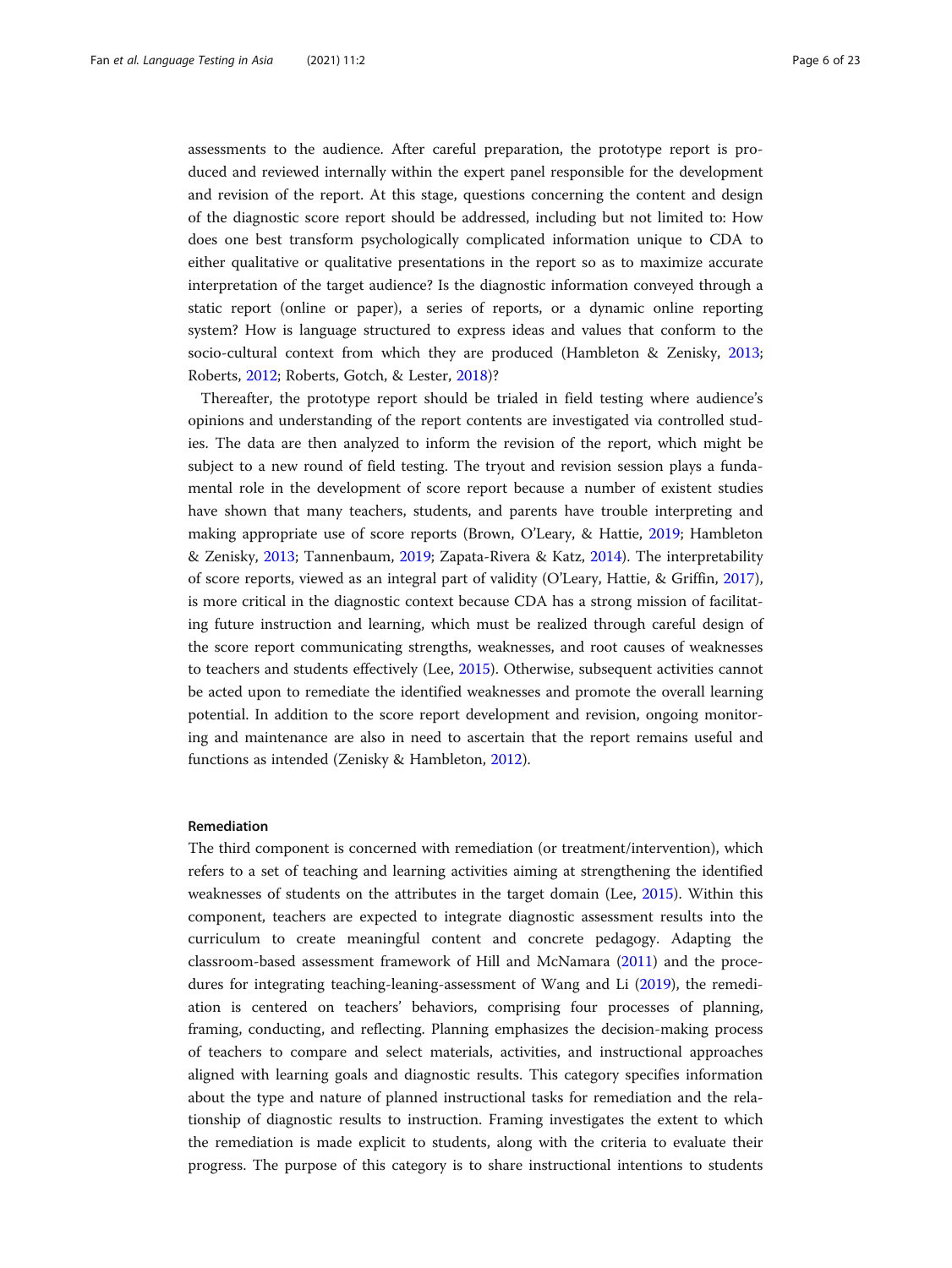assessments to the audience. After careful preparation, the prototype report is produced and reviewed internally within the expert panel responsible for the development and revision of the report. At this stage, questions concerning the content and design of the diagnostic score report should be addressed, including but not limited to: How does one best transform psychologically complicated information unique to CDA to either qualitative or qualitative presentations in the report so as to maximize accurate interpretation of the target audience? Is the diagnostic information conveyed through a static report (online or paper), a series of reports, or a dynamic online reporting system? How is language structured to express ideas and values that conform to the socio-cultural context from which they are produced (Hambleton & Zenisky, 2013; Roberts, 2012; Roberts, Gotch, & Lester, 2018)?

Thereafter, the prototype report should be trialed in field testing where audience's opinions and understanding of the report contents are investigated via controlled studies. The data are then analyzed to inform the revision of the report, which might be subject to a new round of field testing. The tryout and revision session plays a fundamental role in the development of score report because a number of existent studies have shown that many teachers, students, and parents have trouble interpreting and making appropriate use of score reports (Brown, O'Leary, & Hattie, 2019; Hambleton & Zenisky, 2013; Tannenbaum, 2019; Zapata-Rivera & Katz, 2014). The interpretability of score reports, viewed as an integral part of validity (O'Leary, Hattie, & Griffin, 2017), is more critical in the diagnostic context because CDA has a strong mission of facilitating future instruction and learning, which must be realized through careful design of the score report communicating strengths, weaknesses, and root causes of weaknesses to teachers and students effectively (Lee, 2015). Otherwise, subsequent activities cannot be acted upon to remediate the identified weaknesses and promote the overall learning potential. In addition to the score report development and revision, ongoing monitoring and maintenance are also in need to ascertain that the report remains useful and functions as intended (Zenisky & Hambleton, 2012).

#### Remediation

The third component is concerned with remediation (or treatment/intervention), which refers to a set of teaching and learning activities aiming at strengthening the identified weaknesses of students on the attributes in the target domain (Lee, 2015). Within this component, teachers are expected to integrate diagnostic assessment results into the curriculum to create meaningful content and concrete pedagogy. Adapting the classroom-based assessment framework of Hill and McNamara (2011) and the procedures for integrating teaching-leaning-assessment of Wang and Li (2019), the remediation is centered on teachers' behaviors, comprising four processes of planning, framing, conducting, and reflecting. Planning emphasizes the decision-making process of teachers to compare and select materials, activities, and instructional approaches aligned with learning goals and diagnostic results. This category specifies information about the type and nature of planned instructional tasks for remediation and the relationship of diagnostic results to instruction. Framing investigates the extent to which the remediation is made explicit to students, along with the criteria to evaluate their progress. The purpose of this category is to share instructional intentions to students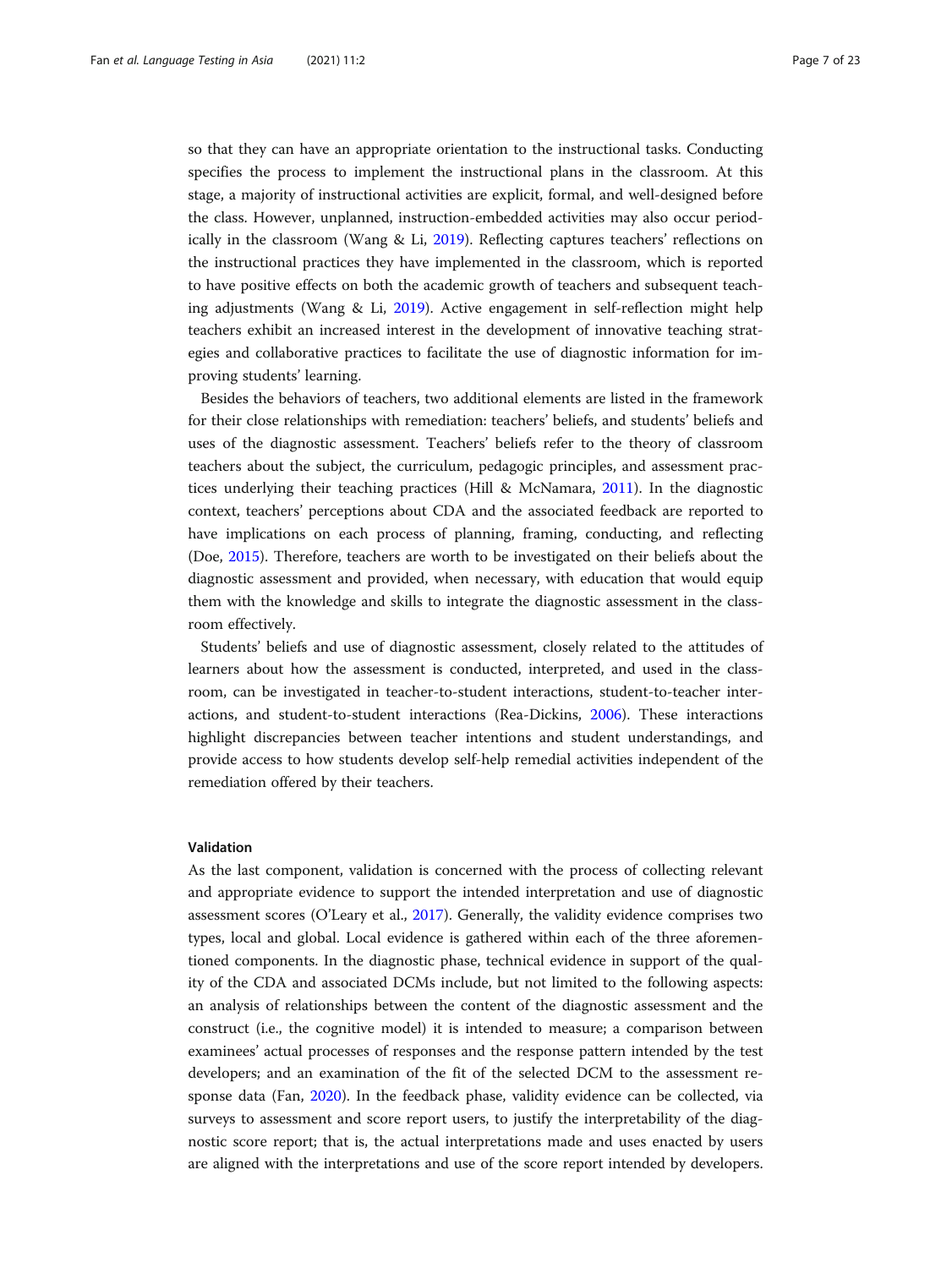so that they can have an appropriate orientation to the instructional tasks. Conducting specifies the process to implement the instructional plans in the classroom. At this stage, a majority of instructional activities are explicit, formal, and well-designed before the class. However, unplanned, instruction-embedded activities may also occur periodically in the classroom (Wang & Li, 2019). Reflecting captures teachers' reflections on the instructional practices they have implemented in the classroom, which is reported to have positive effects on both the academic growth of teachers and subsequent teaching adjustments (Wang & Li, 2019). Active engagement in self-reflection might help teachers exhibit an increased interest in the development of innovative teaching strategies and collaborative practices to facilitate the use of diagnostic information for improving students' learning.

Besides the behaviors of teachers, two additional elements are listed in the framework for their close relationships with remediation: teachers' beliefs, and students' beliefs and uses of the diagnostic assessment. Teachers' beliefs refer to the theory of classroom teachers about the subject, the curriculum, pedagogic principles, and assessment practices underlying their teaching practices (Hill & McNamara, 2011). In the diagnostic context, teachers' perceptions about CDA and the associated feedback are reported to have implications on each process of planning, framing, conducting, and reflecting (Doe, 2015). Therefore, teachers are worth to be investigated on their beliefs about the diagnostic assessment and provided, when necessary, with education that would equip them with the knowledge and skills to integrate the diagnostic assessment in the classroom effectively.

Students' beliefs and use of diagnostic assessment, closely related to the attitudes of learners about how the assessment is conducted, interpreted, and used in the classroom, can be investigated in teacher-to-student interactions, student-to-teacher interactions, and student-to-student interactions (Rea-Dickins, 2006). These interactions highlight discrepancies between teacher intentions and student understandings, and provide access to how students develop self-help remedial activities independent of the remediation offered by their teachers.

### Validation

As the last component, validation is concerned with the process of collecting relevant and appropriate evidence to support the intended interpretation and use of diagnostic assessment scores (O'Leary et al., 2017). Generally, the validity evidence comprises two types, local and global. Local evidence is gathered within each of the three aforementioned components. In the diagnostic phase, technical evidence in support of the quality of the CDA and associated DCMs include, but not limited to the following aspects: an analysis of relationships between the content of the diagnostic assessment and the construct (i.e., the cognitive model) it is intended to measure; a comparison between examinees' actual processes of responses and the response pattern intended by the test developers; and an examination of the fit of the selected DCM to the assessment response data (Fan, 2020). In the feedback phase, validity evidence can be collected, via surveys to assessment and score report users, to justify the interpretability of the diagnostic score report; that is, the actual interpretations made and uses enacted by users are aligned with the interpretations and use of the score report intended by developers.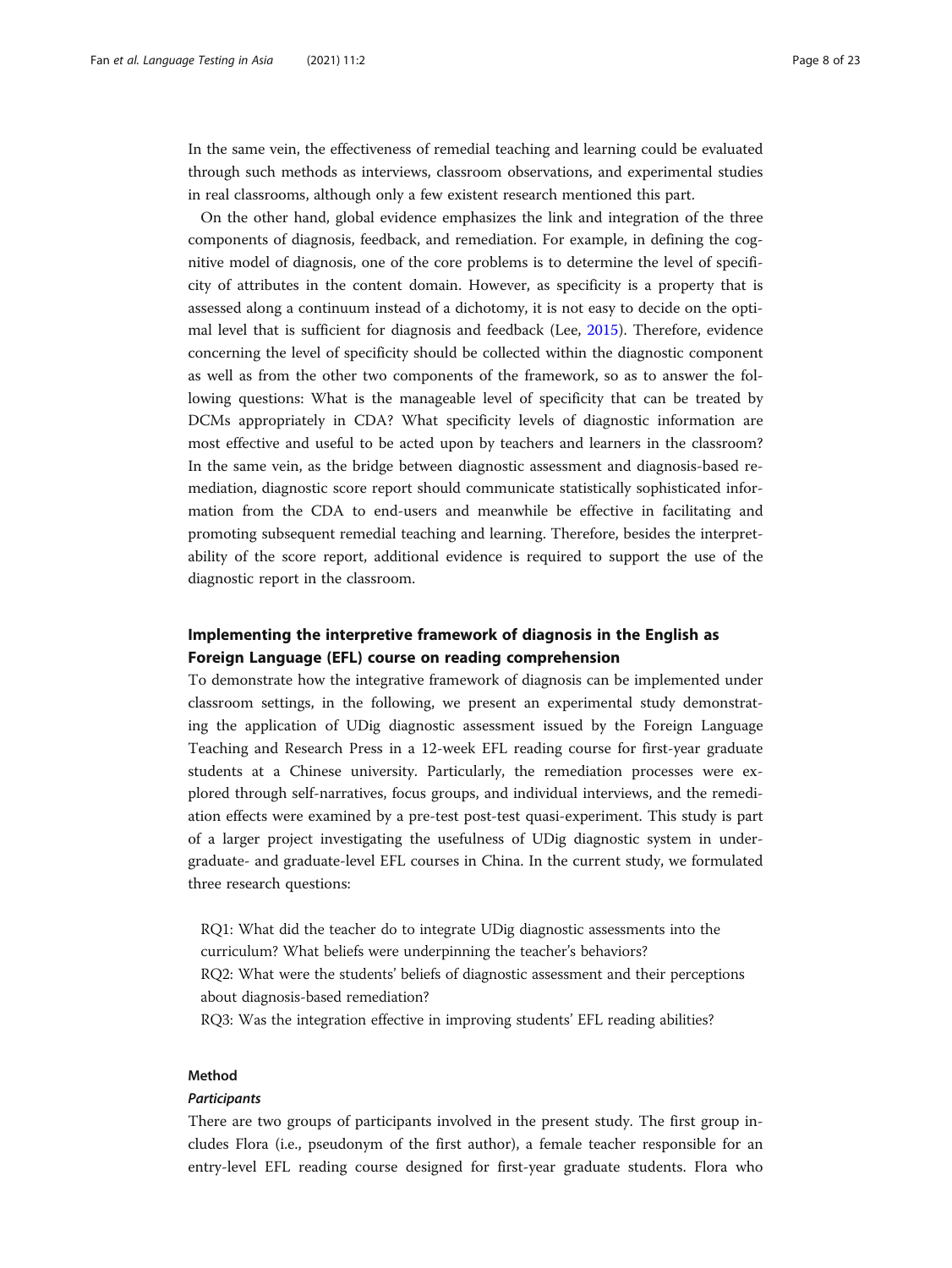In the same vein, the effectiveness of remedial teaching and learning could be evaluated through such methods as interviews, classroom observations, and experimental studies in real classrooms, although only a few existent research mentioned this part.

On the other hand, global evidence emphasizes the link and integration of the three components of diagnosis, feedback, and remediation. For example, in defining the cognitive model of diagnosis, one of the core problems is to determine the level of specificity of attributes in the content domain. However, as specificity is a property that is assessed along a continuum instead of a dichotomy, it is not easy to decide on the optimal level that is sufficient for diagnosis and feedback (Lee, 2015). Therefore, evidence concerning the level of specificity should be collected within the diagnostic component as well as from the other two components of the framework, so as to answer the following questions: What is the manageable level of specificity that can be treated by DCMs appropriately in CDA? What specificity levels of diagnostic information are most effective and useful to be acted upon by teachers and learners in the classroom? In the same vein, as the bridge between diagnostic assessment and diagnosis-based remediation, diagnostic score report should communicate statistically sophisticated information from the CDA to end-users and meanwhile be effective in facilitating and promoting subsequent remedial teaching and learning. Therefore, besides the interpretability of the score report, additional evidence is required to support the use of the diagnostic report in the classroom.

## Implementing the interpretive framework of diagnosis in the English as Foreign Language (EFL) course on reading comprehension

To demonstrate how the integrative framework of diagnosis can be implemented under classroom settings, in the following, we present an experimental study demonstrating the application of UDig diagnostic assessment issued by the Foreign Language Teaching and Research Press in a 12-week EFL reading course for first-year graduate students at a Chinese university. Particularly, the remediation processes were explored through self-narratives, focus groups, and individual interviews, and the remediation effects were examined by a pre-test post-test quasi-experiment. This study is part of a larger project investigating the usefulness of UDig diagnostic system in undergraduate- and graduate-level EFL courses in China. In the current study, we formulated three research questions:

RQ1: What did the teacher do to integrate UDig diagnostic assessments into the curriculum? What beliefs were underpinning the teacher's behaviors?

RQ2: What were the students' beliefs of diagnostic assessment and their perceptions about diagnosis-based remediation?

RQ3: Was the integration effective in improving students' EFL reading abilities?

### Method

#### *Participants*

There are two groups of participants involved in the present study. The first group includes Flora (i.e., pseudonym of the first author), a female teacher responsible for an entry-level EFL reading course designed for first-year graduate students. Flora who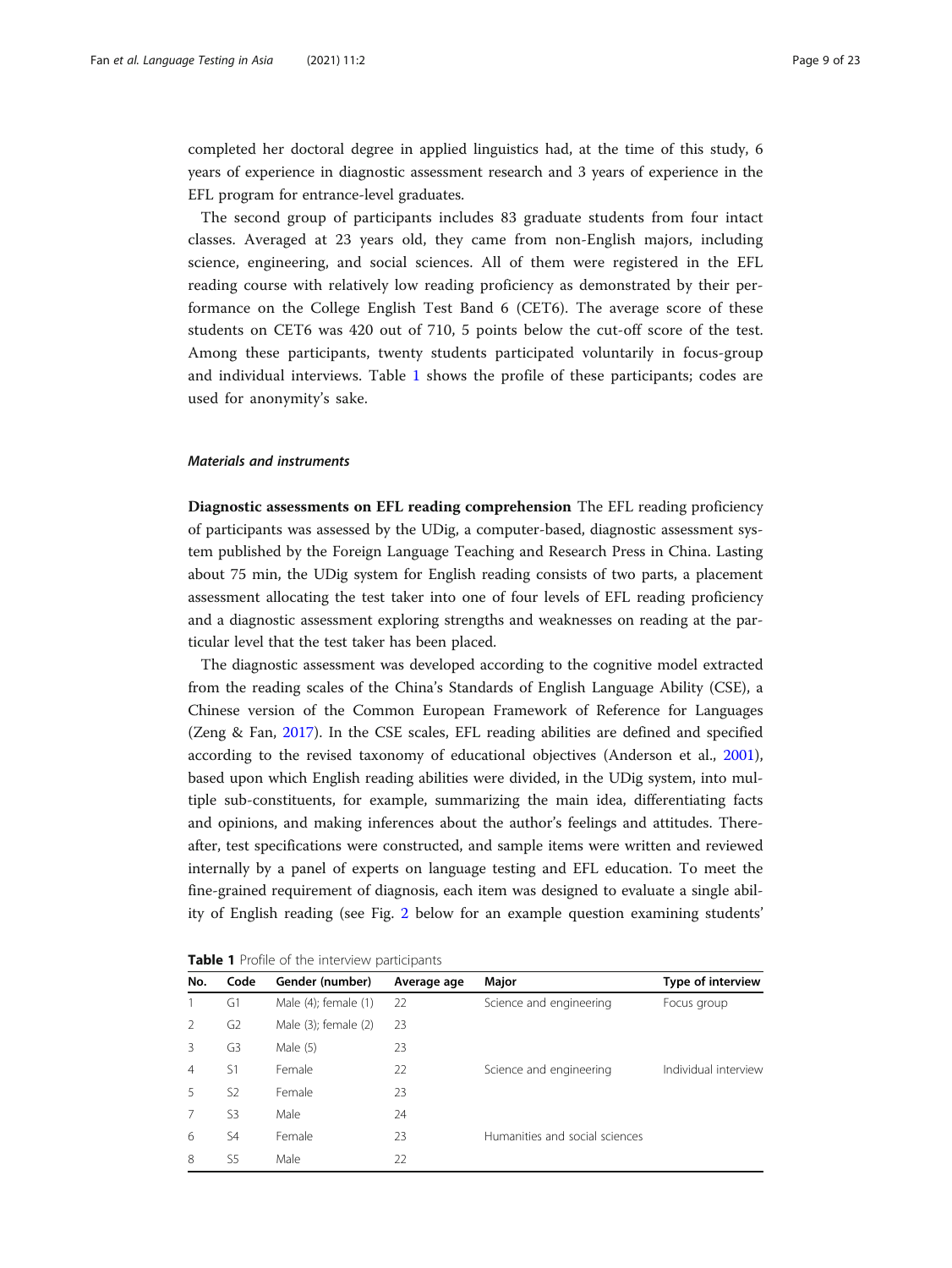completed her doctoral degree in applied linguistics had, at the time of this study, 6 years of experience in diagnostic assessment research and 3 years of experience in the EFL program for entrance-level graduates.

The second group of participants includes 83 graduate students from four intact classes. Averaged at 23 years old, they came from non-English majors, including science, engineering, and social sciences. All of them were registered in the EFL reading course with relatively low reading proficiency as demonstrated by their performance on the College English Test Band 6 (CET6). The average score of these students on CET6 was 420 out of 710, 5 points below the cut-off score of the test. Among these participants, twenty students participated voluntarily in focus-group and individual interviews. Table 1 shows the profile of these participants; codes are used for anonymity's sake.

#### *Materials and instruments*

**Diagnostic assessments on EFL reading comprehension** The EFL reading proficiency of participants was assessed by the UDig, a computer-based, diagnostic assessment system published by the Foreign Language Teaching and Research Press in China. Lasting about 75 min, the UDig system for English reading consists of two parts, a placement assessment allocating the test taker into one of four levels of EFL reading proficiency and a diagnostic assessment exploring strengths and weaknesses on reading at the particular level that the test taker has been placed.

The diagnostic assessment was developed according to the cognitive model extracted from the reading scales of the China's Standards of English Language Ability (CSE), a Chinese version of the Common European Framework of Reference for Languages (Zeng & Fan, 2017). In the CSE scales, EFL reading abilities are defined and specified according to the revised taxonomy of educational objectives (Anderson et al., 2001), based upon which English reading abilities were divided, in the UDig system, into multiple sub-constituents, for example, summarizing the main idea, differentiating facts and opinions, and making inferences about the author's feelings and attitudes. Thereafter, test specifications were constructed, and sample items were written and reviewed internally by a panel of experts on language testing and EFL education. To meet the fine-grained requirement of diagnosis, each item was designed to evaluate a single ability of English reading (see Fig. 2 below for an example question examining students'

**Table 1** Profile of the interview participants

| No. | Code | Gender (number) | Average age | Major | Type of interview |
|---|---|---|---|---|---|
| 1 | G1 | Male (4); female (1) | 22 | Science and engineering | Focus group |
| 2 | G2 | Male (3); female (2) | 23 | | |
| 3 | G3 | Male (5) | 23 | | |
| 4 | S1 | Female | 22 | Science and engineering | Individual interview |
| 5 | S2 | Female | 23 | | |
| 7 | S3 | Male | 24 | | |
| 6 | S4 | Female | 23 | Humanities and social sciences | |
| 8 | S5 | Male | 22 | | |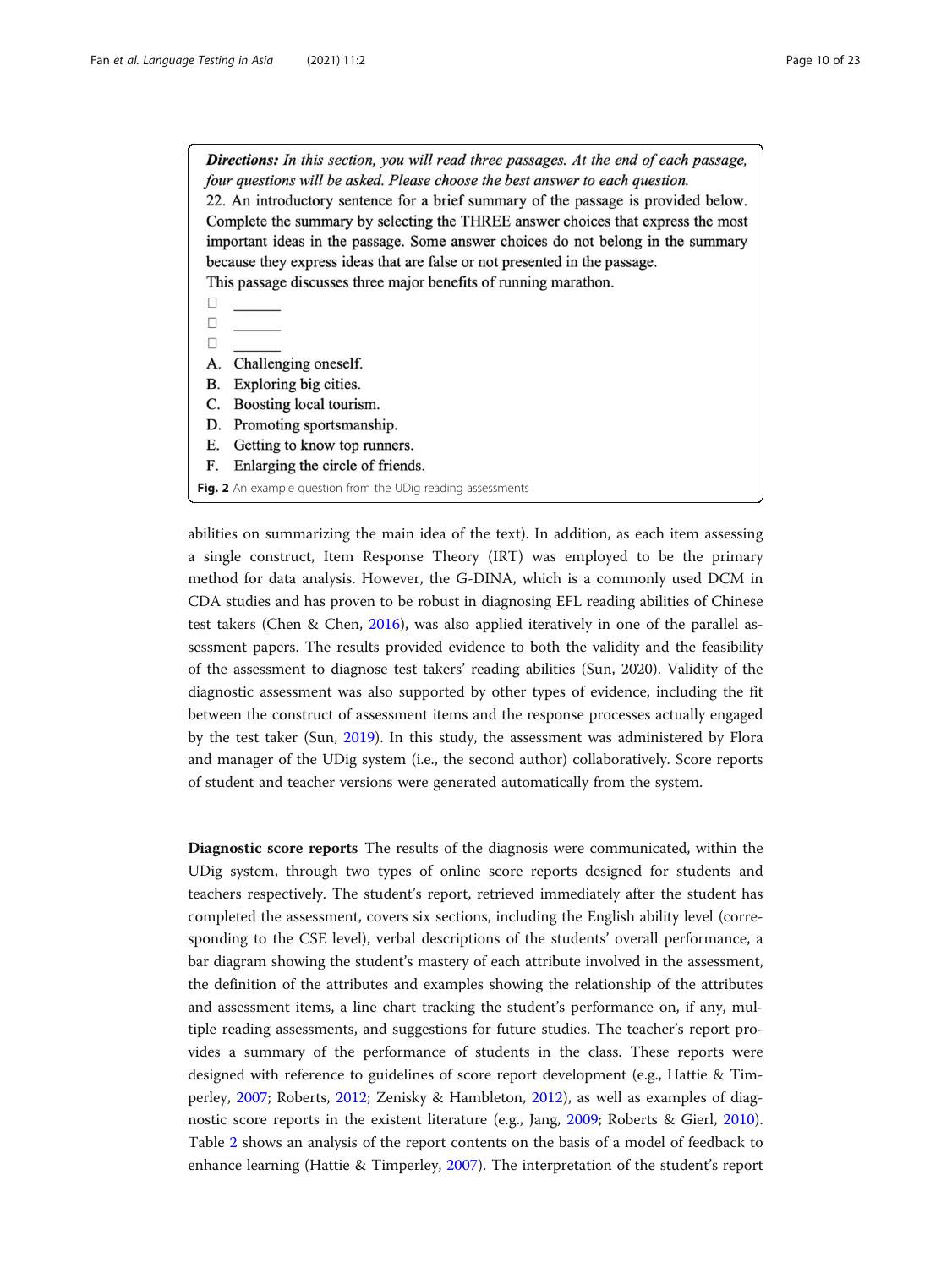***Directions:*** *In this section, you will read three passages. At the end of each passage, four questions will be asked. Please choose the best answer to each question.*

22. An introductory sentence for a brief summary of the passage is provided below. Complete the summary by selecting the THREE answer choices that express the most important ideas in the passage. Some answer choices do not belong in the summary because they express ideas that are false or not presented in the passage.

This passage discusses three major benefits of running marathon.

☐ ______

☐ ______

☐ ______

A. Challenging oneself.
B. Exploring big cities.
C. Boosting local tourism.
D. Promoting sportsmanship.
E. Getting to know top runners.
F. Enlarging the circle of friends.

**Fig. 2** An example question from the UDig reading assessments

abilities on summarizing the main idea of the text). In addition, as each item assessing a single construct, Item Response Theory (IRT) was employed to be the primary method for data analysis. However, the G-DINA, which is a commonly used DCM in CDA studies and has proven to be robust in diagnosing EFL reading abilities of Chinese test takers (Chen & Chen, 2016), was also applied iteratively in one of the parallel assessment papers. The results provided evidence to both the validity and the feasibility of the assessment to diagnose test takers' reading abilities (Sun, 2020). Validity of the diagnostic assessment was also supported by other types of evidence, including the fit between the construct of assessment items and the response processes actually engaged by the test taker (Sun, 2019). In this study, the assessment was administered by Flora and manager of the UDig system (i.e., the second author) collaboratively. Score reports of student and teacher versions were generated automatically from the system.

**Diagnostic score reports** The results of the diagnosis were communicated, within the UDig system, through two types of online score reports designed for students and teachers respectively. The student's report, retrieved immediately after the student has completed the assessment, covers six sections, including the English ability level (corresponding to the CSE level), verbal descriptions of the students' overall performance, a bar diagram showing the student's mastery of each attribute involved in the assessment, the definition of the attributes and examples showing the relationship of the attributes and assessment items, a line chart tracking the student's performance on, if any, multiple reading assessments, and suggestions for future studies. The teacher's report provides a summary of the performance of students in the class. These reports were designed with reference to guidelines of score report development (e.g., Hattie & Timperley, 2007; Roberts, 2012; Zenisky & Hambleton, 2012), as well as examples of diagnostic score reports in the existent literature (e.g., Jang, 2009; Roberts & Gierl, 2010). Table 2 shows an analysis of the report contents on the basis of a model of feedback to enhance learning (Hattie & Timperley, 2007). The interpretation of the student's report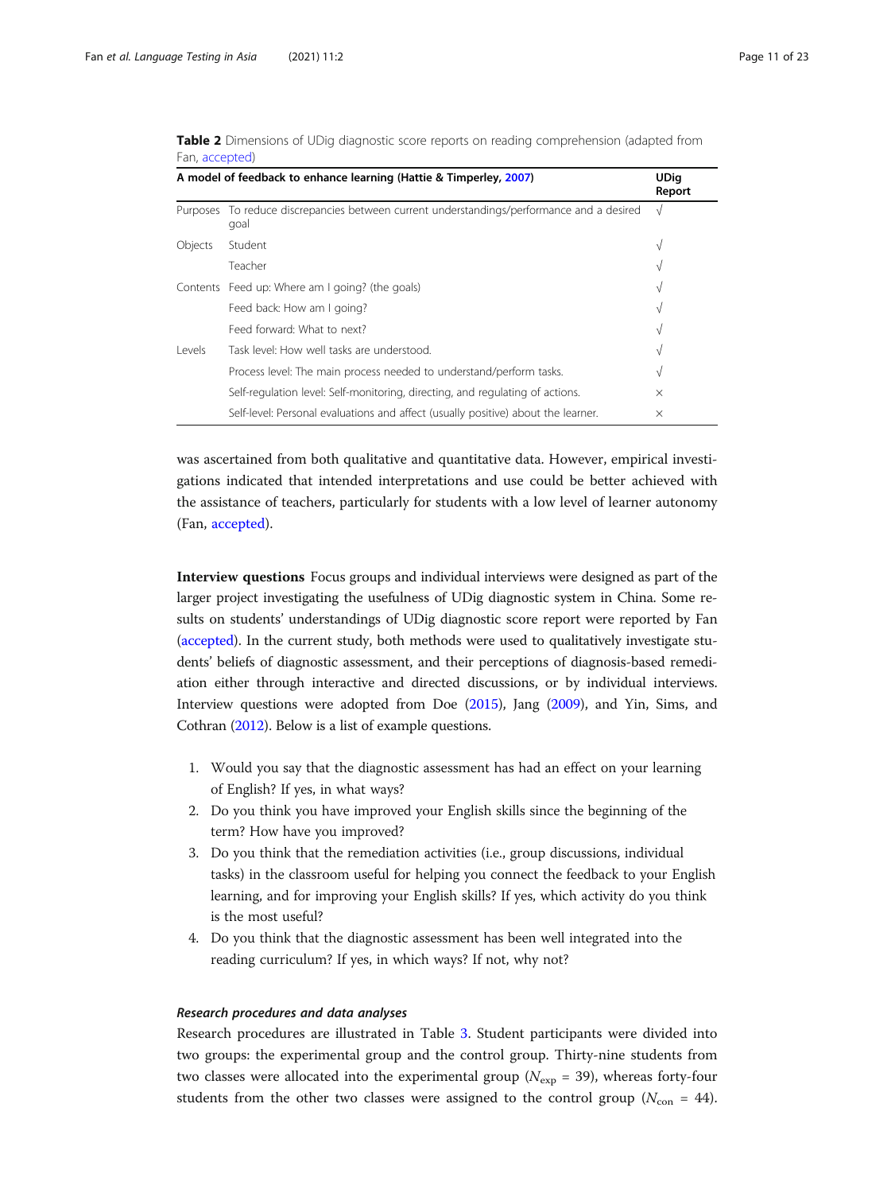**Table 2** Dimensions of UDig diagnostic score reports on reading comprehension (adapted from Fan, accepted)

| A model of feedback to enhance learning (Hattie & Timperley, 2007) | | UDig Report |
|---|---|---|
| Purposes | To reduce discrepancies between current understandings/performance and a desired goal | √ |
| Objects | Student | √ |
| | Teacher | √ |
| Contents | Feed up: Where am I going? (the goals) | √ |
| | Feed back: How am I going? | √ |
| | Feed forward: What to next? | √ |
| Levels | Task level: How well tasks are understood. | √ |
| | Process level: The main process needed to understand/perform tasks. | √ |
| | Self-regulation level: Self-monitoring, directing, and regulating of actions. | × |
| | Self-level: Personal evaluations and affect (usually positive) about the learner. | × |

was ascertained from both qualitative and quantitative data. However, empirical investigations indicated that intended interpretations and use could be better achieved with the assistance of teachers, particularly for students with a low level of learner autonomy (Fan, accepted).

**Interview questions** Focus groups and individual interviews were designed as part of the larger project investigating the usefulness of UDig diagnostic system in China. Some results on students' understandings of UDig diagnostic score report were reported by Fan (accepted). In the current study, both methods were used to qualitatively investigate students' beliefs of diagnostic assessment, and their perceptions of diagnosis-based remediation either through interactive and directed discussions, or by individual interviews. Interview questions were adopted from Doe (2015), Jang (2009), and Yin, Sims, and Cothran (2012). Below is a list of example questions.

1. Would you say that the diagnostic assessment has had an effect on your learning of English? If yes, in what ways?
2. Do you think you have improved your English skills since the beginning of the term? How have you improved?
3. Do you think that the remediation activities (i.e., group discussions, individual tasks) in the classroom useful for helping you connect the feedback to your English learning, and for improving your English skills? If yes, which activity do you think is the most useful?
4. Do you think that the diagnostic assessment has been well integrated into the reading curriculum? If yes, in which ways? If not, why not?

### *Research procedures and data analyses*

Research procedures are illustrated in Table 3. Student participants were divided into two groups: the experimental group and the control group. Thirty-nine students from two classes were allocated into the experimental group ($N_{\text{exp}}$ = 39), whereas forty-four students from the other two classes were assigned to the control group ($N_{\text{con}}$ = 44).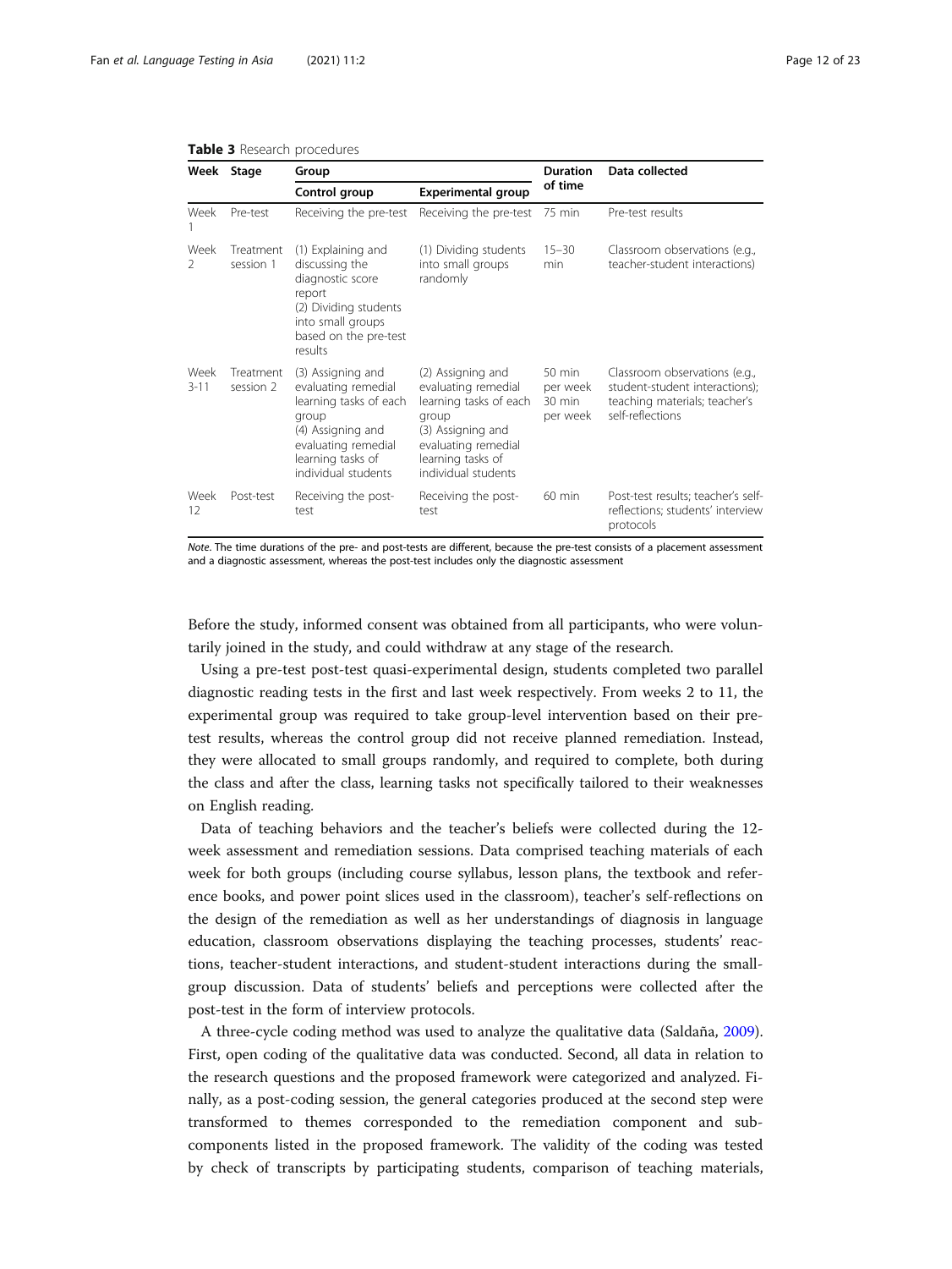**Table 3** Research procedures

| Week | Stage | Group | | Duration of time | Data collected |
|---|---|---|---|---|---|
| | | Control group | Experimental group | | |
| Week 1 | Pre-test | Receiving the pre-test | Receiving the pre-test | 75 min | Pre-test results |
| Week 2 | Treatment session 1 | (1) Explaining and discussing the diagnostic score report<br>(2) Dividing students into small groups based on the pre-test results | (1) Dividing students into small groups randomly | 15–30 min | Classroom observations (e.g., teacher-student interactions) |
| Week 3-11 | Treatment session 2 | (3) Assigning and evaluating remedial learning tasks of each group<br>(4) Assigning and evaluating remedial learning tasks of individual students | (2) Assigning and evaluating remedial learning tasks of each group<br>(3) Assigning and evaluating remedial learning tasks of individual students | 50 min per week 30 min per week | Classroom observations (e.g., student-student interactions); teaching materials; teacher's self-reflections |
| Week 12 | Post-test | Receiving the post-test | Receiving the post-test | 60 min | Post-test results; teacher's self-reflections; students' interview protocols |

*Note*. The time durations of the pre- and post-tests are different, because the pre-test consists of a placement assessment and a diagnostic assessment, whereas the post-test includes only the diagnostic assessment

Before the study, informed consent was obtained from all participants, who were voluntarily joined in the study, and could withdraw at any stage of the research.

Using a pre-test post-test quasi-experimental design, students completed two parallel diagnostic reading tests in the first and last week respectively. From weeks 2 to 11, the experimental group was required to take group-level intervention based on their pre-test results, whereas the control group did not receive planned remediation. Instead, they were allocated to small groups randomly, and required to complete, both during the class and after the class, learning tasks not specifically tailored to their weaknesses on English reading.

Data of teaching behaviors and the teacher's beliefs were collected during the 12-week assessment and remediation sessions. Data comprised teaching materials of each week for both groups (including course syllabus, lesson plans, the textbook and reference books, and power point slices used in the classroom), teacher's self-reflections on the design of the remediation as well as her understandings of diagnosis in language education, classroom observations displaying the teaching processes, students' reactions, teacher-student interactions, and student-student interactions during the small-group discussion. Data of students' beliefs and perceptions were collected after the post-test in the form of interview protocols.

A three-cycle coding method was used to analyze the qualitative data (Saldaña, 2009). First, open coding of the qualitative data was conducted. Second, all data in relation to the research questions and the proposed framework were categorized and analyzed. Finally, as a post-coding session, the general categories produced at the second step were transformed to themes corresponded to the remediation component and sub-components listed in the proposed framework. The validity of the coding was tested by check of transcripts by participating students, comparison of teaching materials,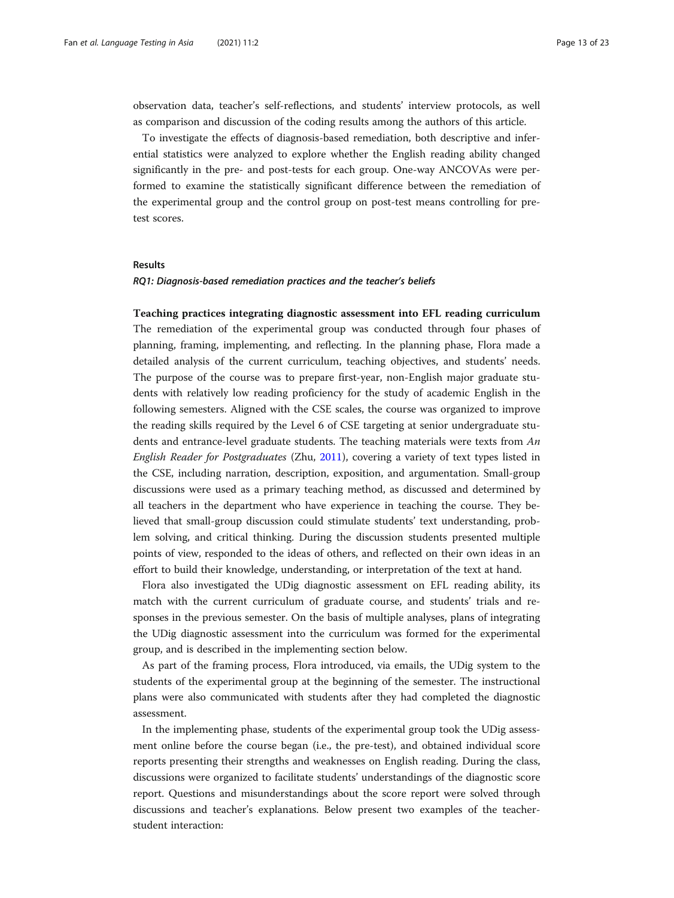observation data, teacher's self-reflections, and students' interview protocols, as well as comparison and discussion of the coding results among the authors of this article.

To investigate the effects of diagnosis-based remediation, both descriptive and inferential statistics were analyzed to explore whether the English reading ability changed significantly in the pre- and post-tests for each group. One-way ANCOVAs were performed to examine the statistically significant difference between the remediation of the experimental group and the control group on post-test means controlling for pre-test scores.

## Results

### *RQ1: Diagnosis-based remediation practices and the teacher's beliefs*

**Teaching practices integrating diagnostic assessment into EFL reading curriculum**

The remediation of the experimental group was conducted through four phases of planning, framing, implementing, and reflecting. In the planning phase, Flora made a detailed analysis of the current curriculum, teaching objectives, and students' needs. The purpose of the course was to prepare first-year, non-English major graduate students with relatively low reading proficiency for the study of academic English in the following semesters. Aligned with the CSE scales, the course was organized to improve the reading skills required by the Level 6 of CSE targeting at senior undergraduate students and entrance-level graduate students. The teaching materials were texts from *An English Reader for Postgraduates* (Zhu, 2011), covering a variety of text types listed in the CSE, including narration, description, exposition, and argumentation. Small-group discussions were used as a primary teaching method, as discussed and determined by all teachers in the department who have experience in teaching the course. They believed that small-group discussion could stimulate students' text understanding, problem solving, and critical thinking. During the discussion students presented multiple points of view, responded to the ideas of others, and reflected on their own ideas in an effort to build their knowledge, understanding, or interpretation of the text at hand.

Flora also investigated the UDig diagnostic assessment on EFL reading ability, its match with the current curriculum of graduate course, and students' trials and responses in the previous semester. On the basis of multiple analyses, plans of integrating the UDig diagnostic assessment into the curriculum was formed for the experimental group, and is described in the implementing section below.

As part of the framing process, Flora introduced, via emails, the UDig system to the students of the experimental group at the beginning of the semester. The instructional plans were also communicated with students after they had completed the diagnostic assessment.

In the implementing phase, students of the experimental group took the UDig assessment online before the course began (i.e., the pre-test), and obtained individual score reports presenting their strengths and weaknesses on English reading. During the class, discussions were organized to facilitate students' understandings of the diagnostic score report. Questions and misunderstandings about the score report were solved through discussions and teacher's explanations. Below present two examples of the teacher-student interaction: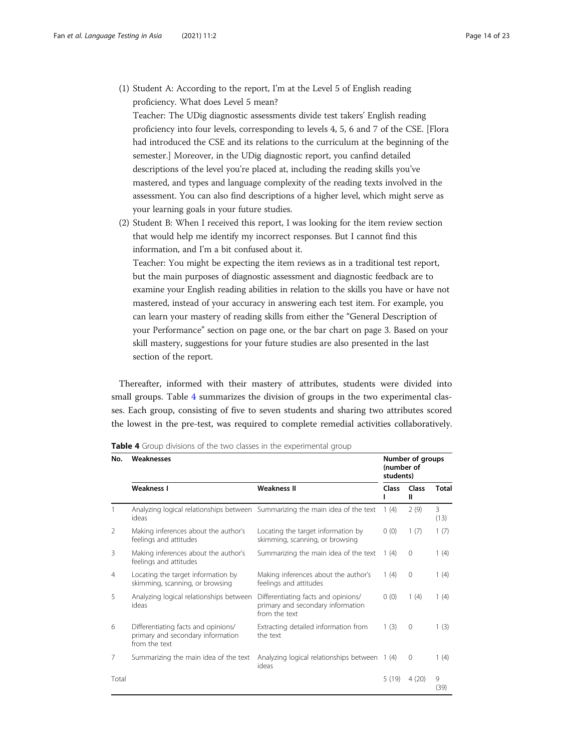(1) Student A: According to the report, I'm at the Level 5 of English reading proficiency. What does Level 5 mean?

Teacher: The UDig diagnostic assessments divide test takers' English reading proficiency into four levels, corresponding to levels 4, 5, 6 and 7 of the CSE. [Flora had introduced the CSE and its relations to the curriculum at the beginning of the semester.] Moreover, in the UDig diagnostic report, you canfind detailed descriptions of the level you're placed at, including the reading skills you've mastered, and types and language complexity of the reading texts involved in the assessment. You can also find descriptions of a higher level, which might serve as your learning goals in your future studies.

(2) Student B: When I received this report, I was looking for the item review section that would help me identify my incorrect responses. But I cannot find this information, and I'm a bit confused about it.

Teacher: You might be expecting the item reviews as in a traditional test report, but the main purposes of diagnostic assessment and diagnostic feedback are to examine your English reading abilities in relation to the skills you have or have not mastered, instead of your accuracy in answering each test item. For example, you can learn your mastery of reading skills from either the "General Description of your Performance" section on page one, or the bar chart on page 3. Based on your skill mastery, suggestions for your future studies are also presented in the last section of the report.

Thereafter, informed with their mastery of attributes, students were divided into small groups. Table 4 summarizes the division of groups in the two experimental classes. Each group, consisting of five to seven students and sharing two attributes scored the lowest in the pre-test, was required to complete remedial activities collaboratively.

**Table 4** Group divisions of the two classes in the experimental group

| No. | Weaknesses | | Number of groups (number of students) | | |
|---|---|---|---|---|---|
| | Weakness I | Weakness II | Class I | Class II | Total |
| 1 | Analyzing logical relationships between ideas | Summarizing the main idea of the text | 1 (4) | 2 (9) | 3 (13) |
| 2 | Making inferences about the author's feelings and attitudes | Locating the target information by skimming, scanning, or browsing | 0 (0) | 1 (7) | 1 (7) |
| 3 | Making inferences about the author's feelings and attitudes | Summarizing the main idea of the text | 1 (4) | 0 | 1 (4) |
| 4 | Locating the target information by skimming, scanning, or browsing | Making inferences about the author's feelings and attitudes | 1 (4) | 0 | 1 (4) |
| 5 | Analyzing logical relationships between ideas | Differentiating facts and opinions/ primary and secondary information from the text | 0 (0) | 1 (4) | 1 (4) |
| 6 | Differentiating facts and opinions/ primary and secondary information from the text | Extracting detailed information from the text | 1 (3) | 0 | 1 (3) |
| 7 | Summarizing the main idea of the text | Analyzing logical relationships between ideas | 1 (4) | 0 | 1 (4) |
| Total | | | 5 (19) | 4 (20) | 9 (39) |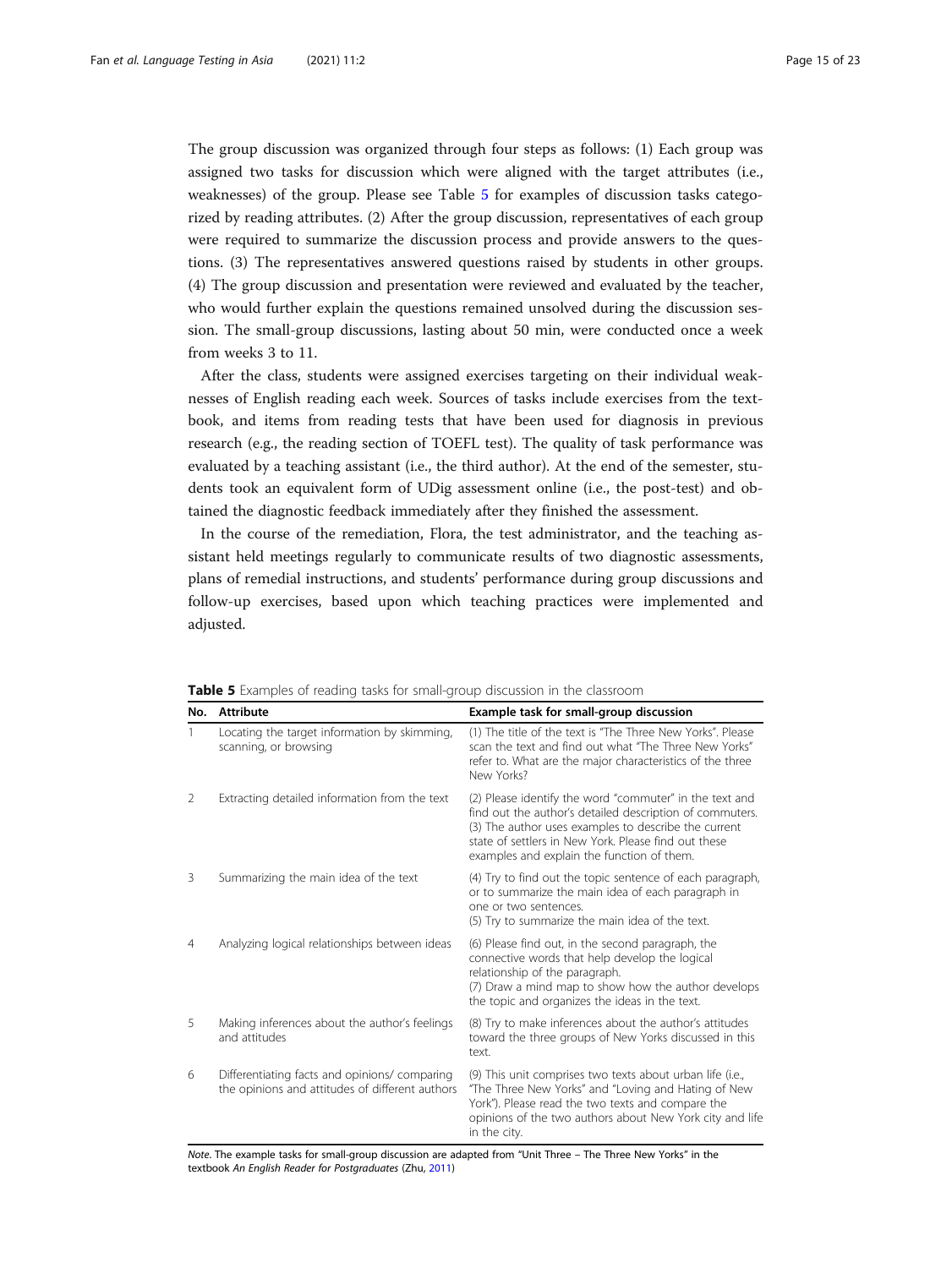The group discussion was organized through four steps as follows: (1) Each group was assigned two tasks for discussion which were aligned with the target attributes (i.e., weaknesses) of the group. Please see Table 5 for examples of discussion tasks categorized by reading attributes. (2) After the group discussion, representatives of each group were required to summarize the discussion process and provide answers to the questions. (3) The representatives answered questions raised by students in other groups. (4) The group discussion and presentation were reviewed and evaluated by the teacher, who would further explain the questions remained unsolved during the discussion session. The small-group discussions, lasting about 50 min, were conducted once a week from weeks 3 to 11.

After the class, students were assigned exercises targeting on their individual weaknesses of English reading each week. Sources of tasks include exercises from the textbook, and items from reading tests that have been used for diagnosis in previous research (e.g., the reading section of TOEFL test). The quality of task performance was evaluated by a teaching assistant (i.e., the third author). At the end of the semester, students took an equivalent form of UDig assessment online (i.e., the post-test) and obtained the diagnostic feedback immediately after they finished the assessment.

In the course of the remediation, Flora, the test administrator, and the teaching assistant held meetings regularly to communicate results of two diagnostic assessments, plans of remedial instructions, and students' performance during group discussions and follow-up exercises, based upon which teaching practices were implemented and adjusted.

**Table 5** Examples of reading tasks for small-group discussion in the classroom

| No. | Attribute | Example task for small-group discussion |
|---|---|---|
| 1 | Locating the target information by skimming, scanning, or browsing | (1) The title of the text is "The Three New Yorks". Please scan the text and find out what "The Three New Yorks" refer to. What are the major characteristics of the three New Yorks? |
| 2 | Extracting detailed information from the text | (2) Please identify the word "commuter" in the text and find out the author's detailed description of commuters.<br>(3) The author uses examples to describe the current state of settlers in New York. Please find out these examples and explain the function of them. |
| 3 | Summarizing the main idea of the text | (4) Try to find out the topic sentence of each paragraph, or to summarize the main idea of each paragraph in one or two sentences.<br>(5) Try to summarize the main idea of the text. |
| 4 | Analyzing logical relationships between ideas | (6) Please find out, in the second paragraph, the connective words that help develop the logical relationship of the paragraph.<br>(7) Draw a mind map to show how the author develops the topic and organizes the ideas in the text. |
| 5 | Making inferences about the author's feelings and attitudes | (8) Try to make inferences about the author's attitudes toward the three groups of New Yorks discussed in this text. |
| 6 | Differentiating facts and opinions/ comparing the opinions and attitudes of different authors | (9) This unit comprises two texts about urban life (i.e., "The Three New Yorks" and "Loving and Hating of New York"). Please read the two texts and compare the opinions of the two authors about New York city and life in the city. |

*Note*. The example tasks for small-group discussion are adapted from "Unit Three – The Three New Yorks" in the textbook *An English Reader for Postgraduates* (Zhu, 2011)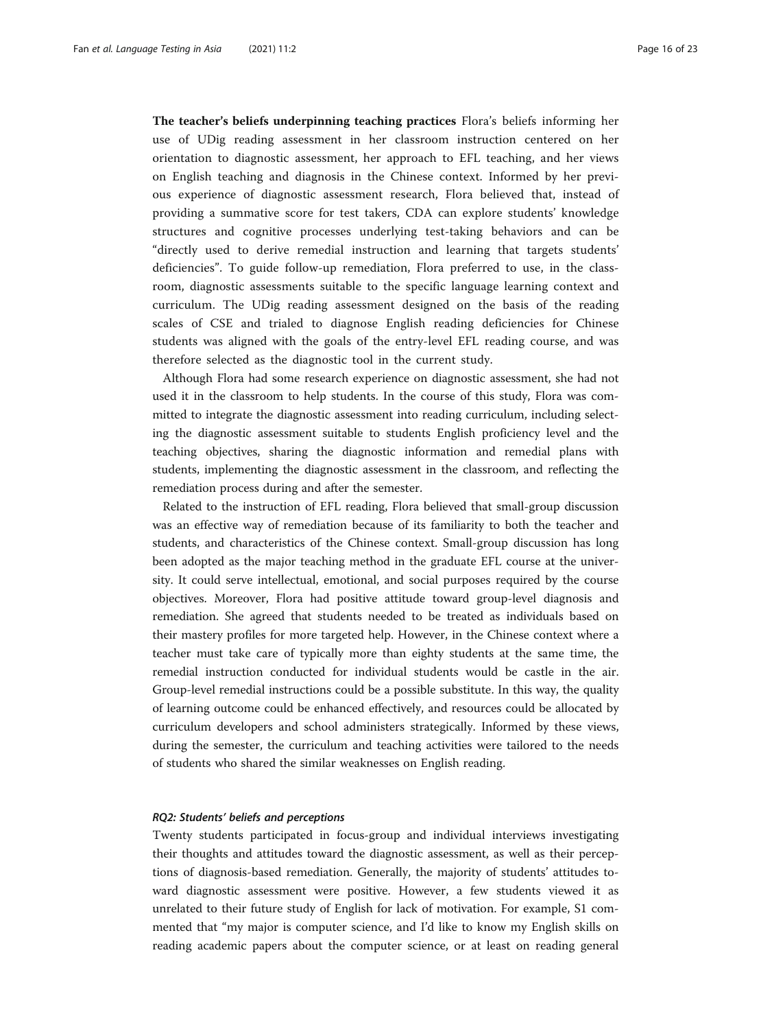**The teacher's beliefs underpinning teaching practices** Flora's beliefs informing her use of UDig reading assessment in her classroom instruction centered on her orientation to diagnostic assessment, her approach to EFL teaching, and her views on English teaching and diagnosis in the Chinese context. Informed by her previous experience of diagnostic assessment research, Flora believed that, instead of providing a summative score for test takers, CDA can explore students' knowledge structures and cognitive processes underlying test-taking behaviors and can be "directly used to derive remedial instruction and learning that targets students' deficiencies". To guide follow-up remediation, Flora preferred to use, in the classroom, diagnostic assessments suitable to the specific language learning context and curriculum. The UDig reading assessment designed on the basis of the reading scales of CSE and trialed to diagnose English reading deficiencies for Chinese students was aligned with the goals of the entry-level EFL reading course, and was therefore selected as the diagnostic tool in the current study.

Although Flora had some research experience on diagnostic assessment, she had not used it in the classroom to help students. In the course of this study, Flora was committed to integrate the diagnostic assessment into reading curriculum, including selecting the diagnostic assessment suitable to students English proficiency level and the teaching objectives, sharing the diagnostic information and remedial plans with students, implementing the diagnostic assessment in the classroom, and reflecting the remediation process during and after the semester.

Related to the instruction of EFL reading, Flora believed that small-group discussion was an effective way of remediation because of its familiarity to both the teacher and students, and characteristics of the Chinese context. Small-group discussion has long been adopted as the major teaching method in the graduate EFL course at the university. It could serve intellectual, emotional, and social purposes required by the course objectives. Moreover, Flora had positive attitude toward group-level diagnosis and remediation. She agreed that students needed to be treated as individuals based on their mastery profiles for more targeted help. However, in the Chinese context where a teacher must take care of typically more than eighty students at the same time, the remedial instruction conducted for individual students would be castle in the air. Group-level remedial instructions could be a possible substitute. In this way, the quality of learning outcome could be enhanced effectively, and resources could be allocated by curriculum developers and school administers strategically. Informed by these views, during the semester, the curriculum and teaching activities were tailored to the needs of students who shared the similar weaknesses on English reading.

### *RQ2: Students' beliefs and perceptions*

Twenty students participated in focus-group and individual interviews investigating their thoughts and attitudes toward the diagnostic assessment, as well as their perceptions of diagnosis-based remediation. Generally, the majority of students' attitudes toward diagnostic assessment were positive. However, a few students viewed it as unrelated to their future study of English for lack of motivation. For example, S1 commented that "my major is computer science, and I'd like to know my English skills on reading academic papers about the computer science, or at least on reading general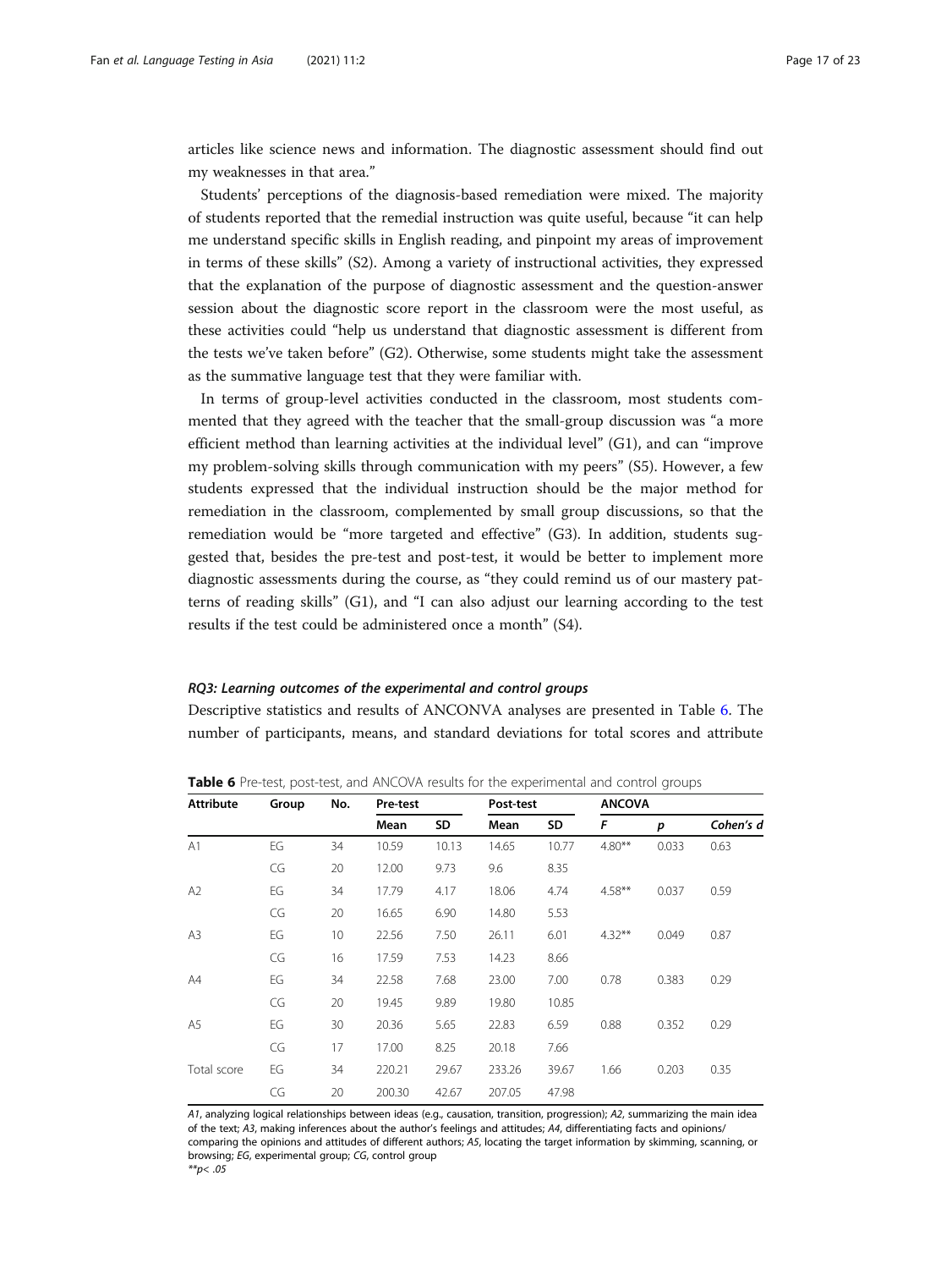articles like science news and information. The diagnostic assessment should find out my weaknesses in that area."

Students' perceptions of the diagnosis-based remediation were mixed. The majority of students reported that the remedial instruction was quite useful, because "it can help me understand specific skills in English reading, and pinpoint my areas of improvement in terms of these skills" (S2). Among a variety of instructional activities, they expressed that the explanation of the purpose of diagnostic assessment and the question-answer session about the diagnostic score report in the classroom were the most useful, as these activities could "help us understand that diagnostic assessment is different from the tests we've taken before" (G2). Otherwise, some students might take the assessment as the summative language test that they were familiar with.

In terms of group-level activities conducted in the classroom, most students commented that they agreed with the teacher that the small-group discussion was "a more efficient method than learning activities at the individual level" (G1), and can "improve my problem-solving skills through communication with my peers" (S5). However, a few students expressed that the individual instruction should be the major method for remediation in the classroom, complemented by small group discussions, so that the remediation would be "more targeted and effective" (G3). In addition, students suggested that, besides the pre-test and post-test, it would be better to implement more diagnostic assessments during the course, as "they could remind us of our mastery patterns of reading skills" (G1), and "I can also adjust our learning according to the test results if the test could be administered once a month" (S4).

### *RQ3: Learning outcomes of the experimental and control groups*

Descriptive statistics and results of ANCONVA analyses are presented in Table 6. The number of participants, means, and standard deviations for total scores and attribute

**Table 6** Pre-test, post-test, and ANCOVA results for the experimental and control groups

| Attribute | Group | No. | Pre-test | | Post-test | | ANCOVA | | |
|---|---|---|---|---|---|---|---|---|---|
| | | | Mean | SD | Mean | SD | *F* | *p* | Cohen's *d* |
| A1 | EG | 34 | 10.59 | 10.13 | 14.65 | 10.77 | 4.80** | 0.033 | 0.63 |
| | CG | 20 | 12.00 | 9.73 | 9.6 | 8.35 | | | |
| A2 | EG | 34 | 17.79 | 4.17 | 18.06 | 4.74 | 4.58** | 0.037 | 0.59 |
| | CG | 20 | 16.65 | 6.90 | 14.80 | 5.53 | | | |
| A3 | EG | 10 | 22.56 | 7.50 | 26.11 | 6.01 | 4.32** | 0.049 | 0.87 |
| | CG | 16 | 17.59 | 7.53 | 14.23 | 8.66 | | | |
| A4 | EG | 34 | 22.58 | 7.68 | 23.00 | 7.00 | 0.78 | 0.383 | 0.29 |
| | CG | 20 | 19.45 | 9.89 | 19.80 | 10.85 | | | |
| A5 | EG | 30 | 20.36 | 5.65 | 22.83 | 6.59 | 0.88 | 0.352 | 0.29 |
| | CG | 17 | 17.00 | 8.25 | 20.18 | 7.66 | | | |
| Total score | EG | 34 | 220.21 | 29.67 | 233.26 | 39.67 | 1.66 | 0.203 | 0.35 |
| | CG | 20 | 200.30 | 42.67 | 207.05 | 47.98 | | | |

*A1*, analyzing logical relationships between ideas (e.g., causation, transition, progression); *A2*, summarizing the main idea of the text; *A3*, making inferences about the author's feelings and attitudes; *A4*, differentiating facts and opinions/comparing the opinions and attitudes of different authors; *A5*, locating the target information by skimming, scanning, or browsing; *EG*, experimental group; *CG*, control group
**$p < .05$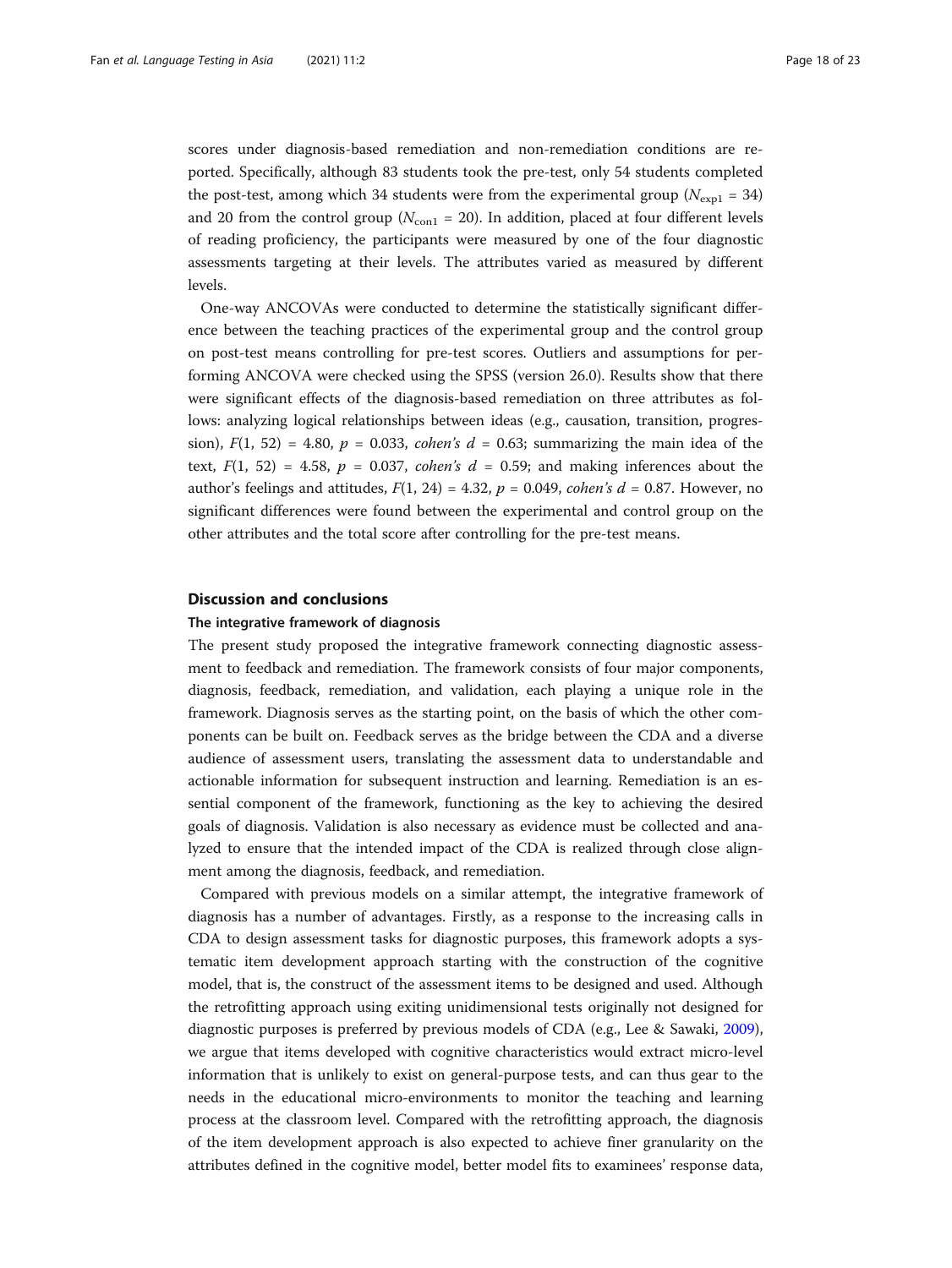scores under diagnosis-based remediation and non-remediation conditions are reported. Specifically, although 83 students took the pre-test, only 54 students completed the post-test, among which 34 students were from the experimental group ($N_{\text{exp1}}$ = 34) and 20 from the control group ($N_{\text{con1}}$ = 20). In addition, placed at four different levels of reading proficiency, the participants were measured by one of the four diagnostic assessments targeting at their levels. The attributes varied as measured by different levels.

One-way ANCOVAs were conducted to determine the statistically significant difference between the teaching practices of the experimental group and the control group on post-test means controlling for pre-test scores. Outliers and assumptions for performing ANCOVA were checked using the SPSS (version 26.0). Results show that there were significant effects of the diagnosis-based remediation on three attributes as follows: analyzing logical relationships between ideas (e.g., causation, transition, progression), $F(1, 52) = 4.80$, $p = 0.033$, *cohen's* $d = 0.63$; summarizing the main idea of the text, $F(1, 52) = 4.58$, $p = 0.037$, *cohen's* $d = 0.59$; and making inferences about the author's feelings and attitudes, $F(1, 24) = 4.32$, $p = 0.049$, *cohen's* $d = 0.87$. However, no significant differences were found between the experimental and control group on the other attributes and the total score after controlling for the pre-test means.

## Discussion and conclusions

### The integrative framework of diagnosis

The present study proposed the integrative framework connecting diagnostic assessment to feedback and remediation. The framework consists of four major components, diagnosis, feedback, remediation, and validation, each playing a unique role in the framework. Diagnosis serves as the starting point, on the basis of which the other components can be built on. Feedback serves as the bridge between the CDA and a diverse audience of assessment users, translating the assessment data to understandable and actionable information for subsequent instruction and learning. Remediation is an essential component of the framework, functioning as the key to achieving the desired goals of diagnosis. Validation is also necessary as evidence must be collected and analyzed to ensure that the intended impact of the CDA is realized through close alignment among the diagnosis, feedback, and remediation.

Compared with previous models on a similar attempt, the integrative framework of diagnosis has a number of advantages. Firstly, as a response to the increasing calls in CDA to design assessment tasks for diagnostic purposes, this framework adopts a systematic item development approach starting with the construction of the cognitive model, that is, the construct of the assessment items to be designed and used. Although the retrofitting approach using exiting unidimensional tests originally not designed for diagnostic purposes is preferred by previous models of CDA (e.g., Lee & Sawaki, 2009), we argue that items developed with cognitive characteristics would extract micro-level information that is unlikely to exist on general-purpose tests, and can thus gear to the needs in the educational micro-environments to monitor the teaching and learning process at the classroom level. Compared with the retrofitting approach, the diagnosis of the item development approach is also expected to achieve finer granularity on the attributes defined in the cognitive model, better model fits to examinees' response data,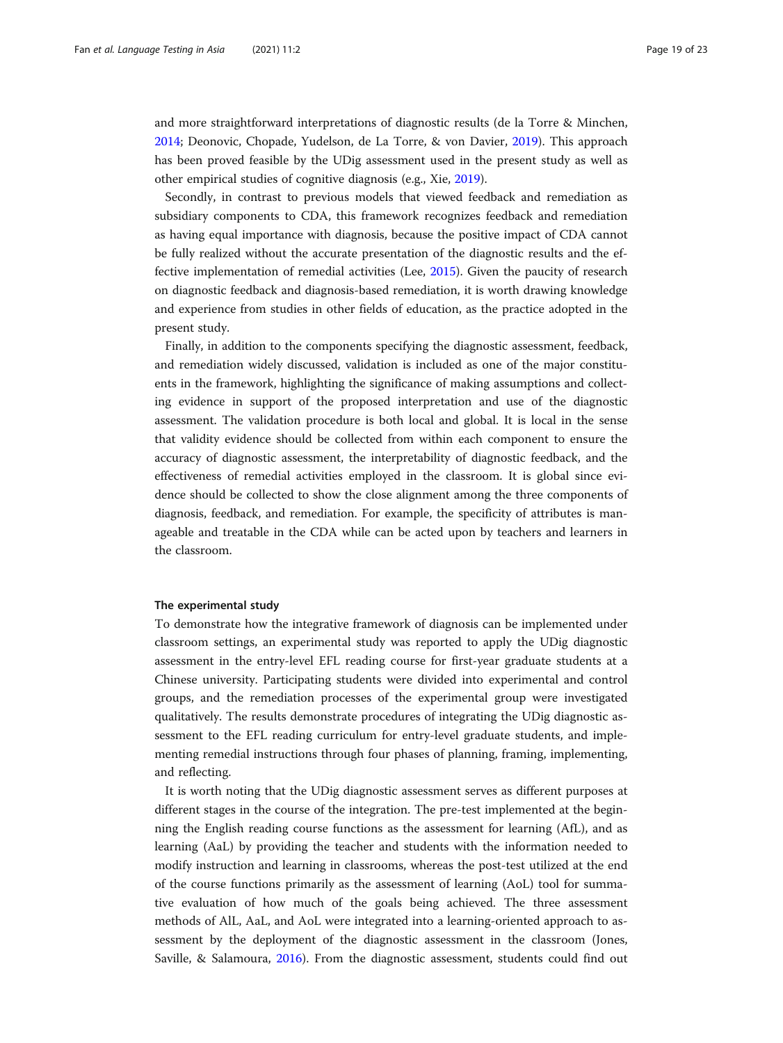and more straightforward interpretations of diagnostic results (de la Torre & Minchen, 2014; Deonovic, Chopade, Yudelson, de La Torre, & von Davier, 2019). This approach has been proved feasible by the UDig assessment used in the present study as well as other empirical studies of cognitive diagnosis (e.g., Xie, 2019).

Secondly, in contrast to previous models that viewed feedback and remediation as subsidiary components to CDA, this framework recognizes feedback and remediation as having equal importance with diagnosis, because the positive impact of CDA cannot be fully realized without the accurate presentation of the diagnostic results and the effective implementation of remedial activities (Lee, 2015). Given the paucity of research on diagnostic feedback and diagnosis-based remediation, it is worth drawing knowledge and experience from studies in other fields of education, as the practice adopted in the present study.

Finally, in addition to the components specifying the diagnostic assessment, feedback, and remediation widely discussed, validation is included as one of the major constituents in the framework, highlighting the significance of making assumptions and collecting evidence in support of the proposed interpretation and use of the diagnostic assessment. The validation procedure is both local and global. It is local in the sense that validity evidence should be collected from within each component to ensure the accuracy of diagnostic assessment, the interpretability of diagnostic feedback, and the effectiveness of remedial activities employed in the classroom. It is global since evidence should be collected to show the close alignment among the three components of diagnosis, feedback, and remediation. For example, the specificity of attributes is manageable and treatable in the CDA while can be acted upon by teachers and learners in the classroom.

#### The experimental study

To demonstrate how the integrative framework of diagnosis can be implemented under classroom settings, an experimental study was reported to apply the UDig diagnostic assessment in the entry-level EFL reading course for first-year graduate students at a Chinese university. Participating students were divided into experimental and control groups, and the remediation processes of the experimental group were investigated qualitatively. The results demonstrate procedures of integrating the UDig diagnostic assessment to the EFL reading curriculum for entry-level graduate students, and implementing remedial instructions through four phases of planning, framing, implementing, and reflecting.

It is worth noting that the UDig diagnostic assessment serves as different purposes at different stages in the course of the integration. The pre-test implemented at the beginning the English reading course functions as the assessment for learning (AfL), and as learning (AaL) by providing the teacher and students with the information needed to modify instruction and learning in classrooms, whereas the post-test utilized at the end of the course functions primarily as the assessment of learning (AoL) tool for summative evaluation of how much of the goals being achieved. The three assessment methods of AlL, AaL, and AoL were integrated into a learning-oriented approach to assessment by the deployment of the diagnostic assessment in the classroom (Jones, Saville, & Salamoura, 2016). From the diagnostic assessment, students could find out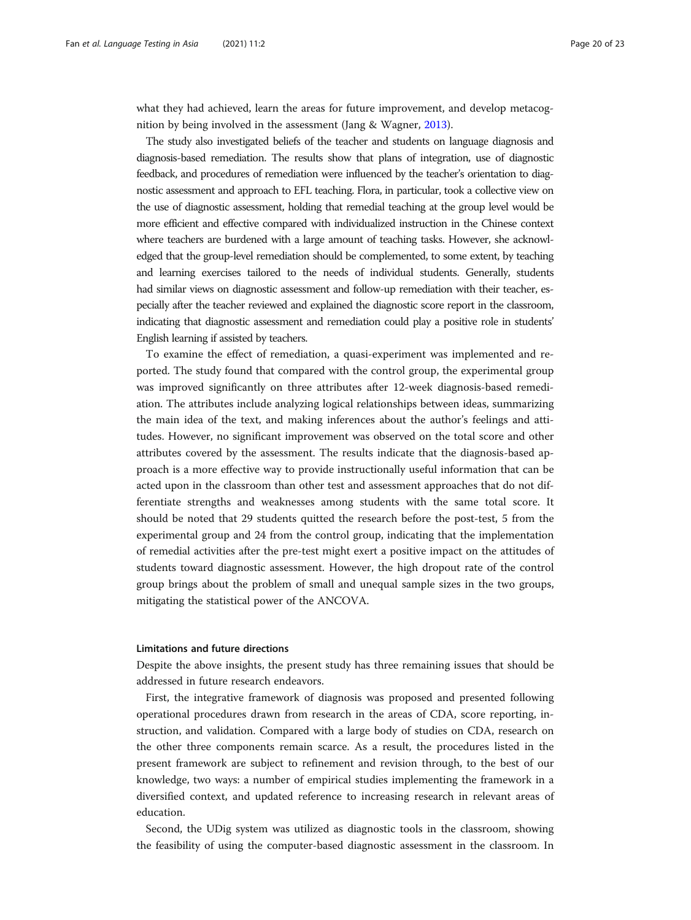what they had achieved, learn the areas for future improvement, and develop metacognition by being involved in the assessment (Jang & Wagner, 2013).

The study also investigated beliefs of the teacher and students on language diagnosis and diagnosis-based remediation. The results show that plans of integration, use of diagnostic feedback, and procedures of remediation were influenced by the teacher's orientation to diagnostic assessment and approach to EFL teaching. Flora, in particular, took a collective view on the use of diagnostic assessment, holding that remedial teaching at the group level would be more efficient and effective compared with individualized instruction in the Chinese context where teachers are burdened with a large amount of teaching tasks. However, she acknowledged that the group-level remediation should be complemented, to some extent, by teaching and learning exercises tailored to the needs of individual students. Generally, students had similar views on diagnostic assessment and follow-up remediation with their teacher, especially after the teacher reviewed and explained the diagnostic score report in the classroom, indicating that diagnostic assessment and remediation could play a positive role in students' English learning if assisted by teachers.

To examine the effect of remediation, a quasi-experiment was implemented and reported. The study found that compared with the control group, the experimental group was improved significantly on three attributes after 12-week diagnosis-based remediation. The attributes include analyzing logical relationships between ideas, summarizing the main idea of the text, and making inferences about the author's feelings and attitudes. However, no significant improvement was observed on the total score and other attributes covered by the assessment. The results indicate that the diagnosis-based approach is a more effective way to provide instructionally useful information that can be acted upon in the classroom than other test and assessment approaches that do not differentiate strengths and weaknesses among students with the same total score. It should be noted that 29 students quitted the research before the post-test, 5 from the experimental group and 24 from the control group, indicating that the implementation of remedial activities after the pre-test might exert a positive impact on the attitudes of students toward diagnostic assessment. However, the high dropout rate of the control group brings about the problem of small and unequal sample sizes in the two groups, mitigating the statistical power of the ANCOVA.

## Limitations and future directions

Despite the above insights, the present study has three remaining issues that should be addressed in future research endeavors.

First, the integrative framework of diagnosis was proposed and presented following operational procedures drawn from research in the areas of CDA, score reporting, instruction, and validation. Compared with a large body of studies on CDA, research on the other three components remain scarce. As a result, the procedures listed in the present framework are subject to refinement and revision through, to the best of our knowledge, two ways: a number of empirical studies implementing the framework in a diversified context, and updated reference to increasing research in relevant areas of education.

Second, the UDig system was utilized as diagnostic tools in the classroom, showing the feasibility of using the computer-based diagnostic assessment in the classroom. In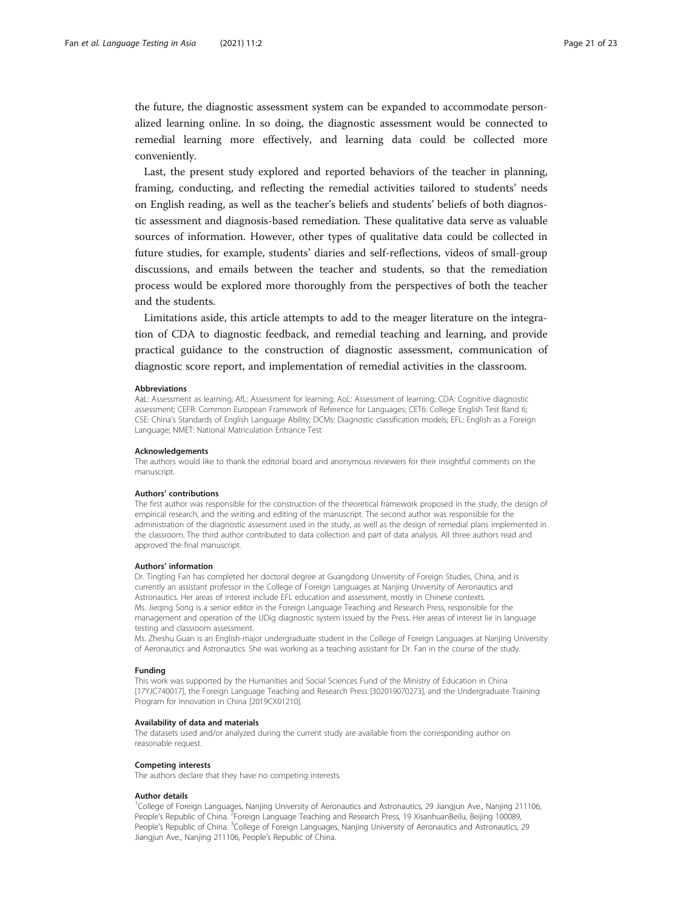the future, the diagnostic assessment system can be expanded to accommodate personalized learning online. In so doing, the diagnostic assessment would be connected to remedial learning more effectively, and learning data could be collected more conveniently.

Last, the present study explored and reported behaviors of the teacher in planning, framing, conducting, and reflecting the remedial activities tailored to students' needs on English reading, as well as the teacher's beliefs and students' beliefs of both diagnostic assessment and diagnosis-based remediation. These qualitative data serve as valuable sources of information. However, other types of qualitative data could be collected in future studies, for example, students' diaries and self-reflections, videos of small-group discussions, and emails between the teacher and students, so that the remediation process would be explored more thoroughly from the perspectives of both the teacher and the students.

Limitations aside, this article attempts to add to the meager literature on the integration of CDA to diagnostic feedback, and remedial teaching and learning, and provide practical guidance to the construction of diagnostic assessment, communication of diagnostic score report, and implementation of remedial activities in the classroom.

#### Abbreviations

AaL: Assessment as learning; AfL: Assessment for learning; AoL: Assessment of learning; CDA: Cognitive diagnostic assessment; CEFR: Common European Framework of Reference for Languages; CET6: College English Test Band 6; CSE: China's Standards of English Language Ability; DCMs: Diagnostic classification models; EFL: English as a Foreign Language; NMET: National Matriculation Entrance Test

#### Acknowledgements

The authors would like to thank the editorial board and anonymous reviewers for their insightful comments on the manuscript.

#### Authors' contributions

The first author was responsible for the construction of the theoretical framework proposed in the study, the design of empirical research, and the writing and editing of the manuscript. The second author was responsible for the administration of the diagnostic assessment used in the study, as well as the design of remedial plans implemented in the classroom. The third author contributed to data collection and part of data analysis. All three authors read and approved the final manuscript.

#### Authors' information

Dr. Tingting Fan has completed her doctoral degree at Guangdong University of Foreign Studies, China, and is currently an assistant professor in the College of Foreign Languages at Nanjing University of Aeronautics and Astronautics. Her areas of interest include EFL education and assessment, mostly in Chinese contexts.
Ms. Jieqing Song is a senior editor in the Foreign Language Teaching and Research Press, responsible for the management and operation of the UDig diagnostic system issued by the Press. Her areas of interest lie in language testing and classroom assessment.
Ms. Zheshu Guan is an English-major undergraduate student in the College of Foreign Languages at Nanjing University of Aeronautics and Astronautics. She was working as a teaching assistant for Dr. Fan in the course of the study.

#### Funding

This work was supported by the Humanities and Social Sciences Fund of the Ministry of Education in China [17YJC740017], the Foreign Language Teaching and Research Press [302019070273], and the Undergraduate Training Program for Innovation in China [2019CX01210].

#### Availability of data and materials

The datasets used and/or analyzed during the current study are available from the corresponding author on reasonable request.

#### Competing interests

The authors declare that they have no competing interests.

#### Author details

[1]College of Foreign Languages, Nanjing University of Aeronautics and Astronautics, 29 Jiangjun Ave., Nanjing 211106, People's Republic of China. [2]Foreign Language Teaching and Research Press, 19 XisanhuanBeilu, Beijing 100089, People's Republic of China. [3]College of Foreign Languages, Nanjing University of Aeronautics and Astronautics, 29 Jiangjun Ave., Nanjing 211106, People's Republic of China.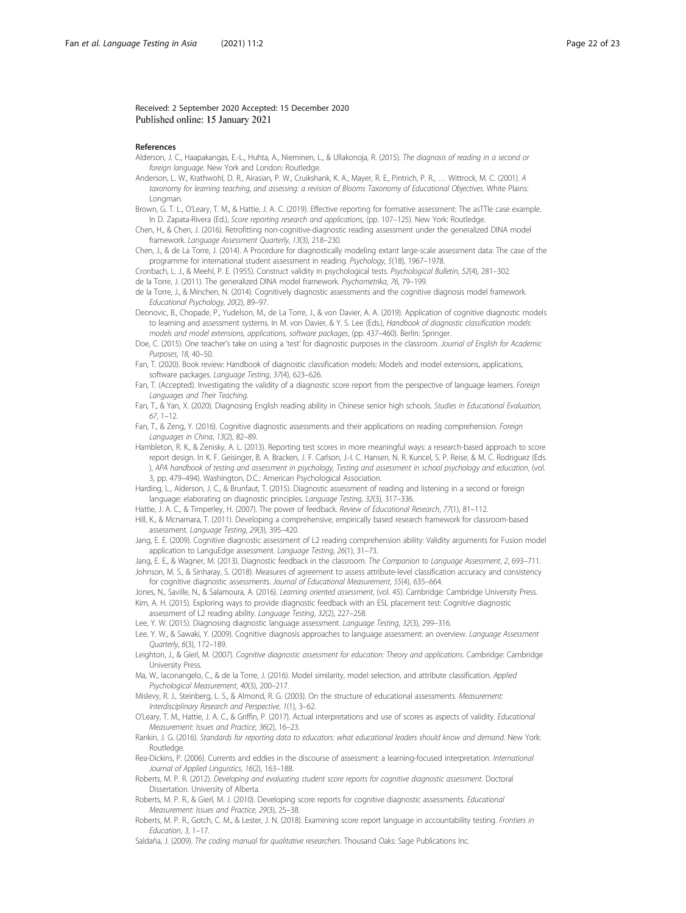Received: 2 September 2020 Accepted: 15 December 2020
Published online: 15 January 2021

## References

Alderson, J. C., Haapakangas, E.-L., Huhta, A., Nieminen, L., & Ullakonoja, R. (2015). *The diagnosis of reading in a second or foreign language*. New York and London: Routledge.

Anderson, L. W., Krathwohl, D. R., Airasian, P. W., Cruikshank, K. A., Mayer, R. E., Pintrich, P. R., … Wittrock, M. C. (2001). *A taxonomy for learning teaching, and assessing: a revision of Blooms Taxonomy of Educational Objectives*. White Plains: Longman.

Brown, G. T. L., O'Leary, T. M., & Hattie, J. A. C. (2019). Effective reporting for formative assessment: The asTTle case example. In D. Zapata-Rivera (Ed.), *Score reporting research and applications*, (pp. 107–125). New York: Routledge.

Chen, H., & Chen, J. (2016). Retrofitting non-cognitive-diagnostic reading assessment under the generalized DINA model framework. *Language Assessment Quarterly*, *13*(3), 218–230.

Chen, J., & de La Torre, J. (2014). A Procedure for diagnostically modeling extant large-scale assessment data: The case of the programme for international student assessment in reading. *Psychology*, *5*(18), 1967–1978.

Cronbach, L. J., & Meehl, P. E. (1955). Construct validity in psychological tests. *Psychological Bulletin*, *52*(4), 281–302.

de la Torre, J. (2011). The generalized DINA model framework. *Psychometrika*, *76*, 79–199.

de la Torre, J., & Minchen, N. (2014). Cognitively diagnostic assessments and the cognitive diagnosis model framework. *Educational Psychology*, *20*(2), 89–97.

Deonovic, B., Chopade, P., Yudelson, M., de La Torre, J., & von Davier, A. A. (2019). Application of cognitive diagnostic models to learning and assessment systems. In M. von Davier, & Y. S. Lee (Eds.), *Handbook of diagnostic classification models: models and model extensions, applications, software packages*, (pp. 437–460). Berlin: Springer.

Doe, C. (2015). One teacher's take on using a 'test' for diagnostic purposes in the classroom. *Journal of English for Academic Purposes*, *18*, 40–50.

Fan, T. (2020). Book review: Handbook of diagnostic classification models: Models and model extensions, applications, software packages. *Language Testing*, *37*(4), 623–626.

Fan, T. (Accepted). Investigating the validity of a diagnostic score report from the perspective of language learners. *Foreign Languages and Their Teaching*.

Fan, T., & Yan, X. (2020). Diagnosing English reading ability in Chinese senior high schools. *Studies in Educational Evaluation*, *67*, 1–12.

Fan, T., & Zeng, Y. (2016). Cognitive diagnostic assessments and their applications on reading comprehension. *Foreign Languages in China*, *13*(2), 82–89.

Hambleton, R. K., & Zenisky, A. L. (2013). Reporting test scores in more meaningful ways: a research-based approach to score report design. In K. F. Geisinger, B. A. Bracken, J. F. Carlson, J.-I. C. Hansen, N. R. Kuncel, S. P. Reise, & M. C. Rodriguez (Eds.), *APA handbook of testing and assessment in psychology, Testing and assessment in school psychology and education*, (vol. 3, pp. 479–494). Washington, D.C.: American Psychological Association.

Harding, L., Alderson, J. C., & Brunfaut, T. (2015). Diagnostic assessment of reading and listening in a second or foreign language: elaborating on diagnostic principles. *Language Testing*, *32*(3), 317–336.

Hattie, J. A. C., & Timperley, H. (2007). The power of feedback. *Review of Educational Research*, *77*(1), 81–112.

Hill, K., & Mcnamara, T. (2011). Developing a comprehensive, empirically based research framework for classroom-based assessment. *Language Testing*, *29*(3), 395–420.

Jang, E. E. (2009). Cognitive diagnostic assessment of L2 reading comprehension ability: Validity arguments for Fusion model application to LanguEdge assessment. *Language Testing*, *26*(1), 31–73.

Jang, E. E., & Wagner, M. (2013). Diagnostic feedback in the classroom. *The Companion to Language Assessment*, *2*, 693–711.

Johnson, M. S., & Sinharay, S. (2018). Measures of agreement to assess attribute-level classification accuracy and consistency for cognitive diagnostic assessments. *Journal of Educational Measurement*, *55*(4), 635–664.

Jones, N., Saville, N., & Salamoura, A. (2016). *Learning oriented assessment*, (vol. 45). Cambridge: Cambridge University Press.

Kim, A. H. (2015). Exploring ways to provide diagnostic feedback with an ESL placement test: Cognitive diagnostic assessment of L2 reading ability. *Language Testing*, *32*(2), 227–258.

Lee, Y. W. (2015). Diagnosing diagnostic language assessment. *Language Testing*, *32*(3), 299–316.

Lee, Y. W., & Sawaki, Y. (2009). Cognitive diagnosis approaches to language assessment: an overview. *Language Assessment Quarterly*, *6*(3), 172–189.

Leighton, J., & Gierl, M. (2007). *Cognitive diagnostic assessment for education: Theory and applications*. Cambridge: Cambridge University Press.

Ma, W., Iaconangelo, C., & de la Torre, J. (2016). Model similarity, model selection, and attribute classification. *Applied Psychological Measurement*, *40*(3), 200–217.

Mislevy, R. J., Steinberg, L. S., & Almond, R. G. (2003). On the structure of educational assessments. *Measurement: Interdisciplinary Research and Perspective*, *1*(1), 3–62.

O'Leary, T. M., Hattie, J. A. C., & Griffin, P. (2017). Actual interpretations and use of scores as aspects of validity. *Educational Measurement: Issues and Practice*, *36*(2), 16–23.

Rankin, J. G. (2016). *Standards for reporting data to educators: what educational leaders should know and demand*. New York: Routledge.

Rea-Dickins, P. (2006). Currents and eddies in the discourse of assessment: a learning-focused interpretation. *International Journal of Applied Linguistics*, *16*(2), 163–188.

Roberts, M. P. R. (2012). *Developing and evaluating student score reports for cognitive diagnostic assessment*. Doctoral Dissertation. University of Alberta.

Roberts, M. P. R., & Gierl, M. J. (2010). Developing score reports for cognitive diagnostic assessments. *Educational Measurement: Issues and Practice*, *29*(3), 25–38.

Roberts, M. P. R., Gotch, C. M., & Lester, J. N. (2018). Examining score report language in accountability testing. *Frontiers in Education*, *3*, 1–17.

Saldaña, J. (2009). *The coding manual for qualitative researchers*. Thousand Oaks: Sage Publications Inc.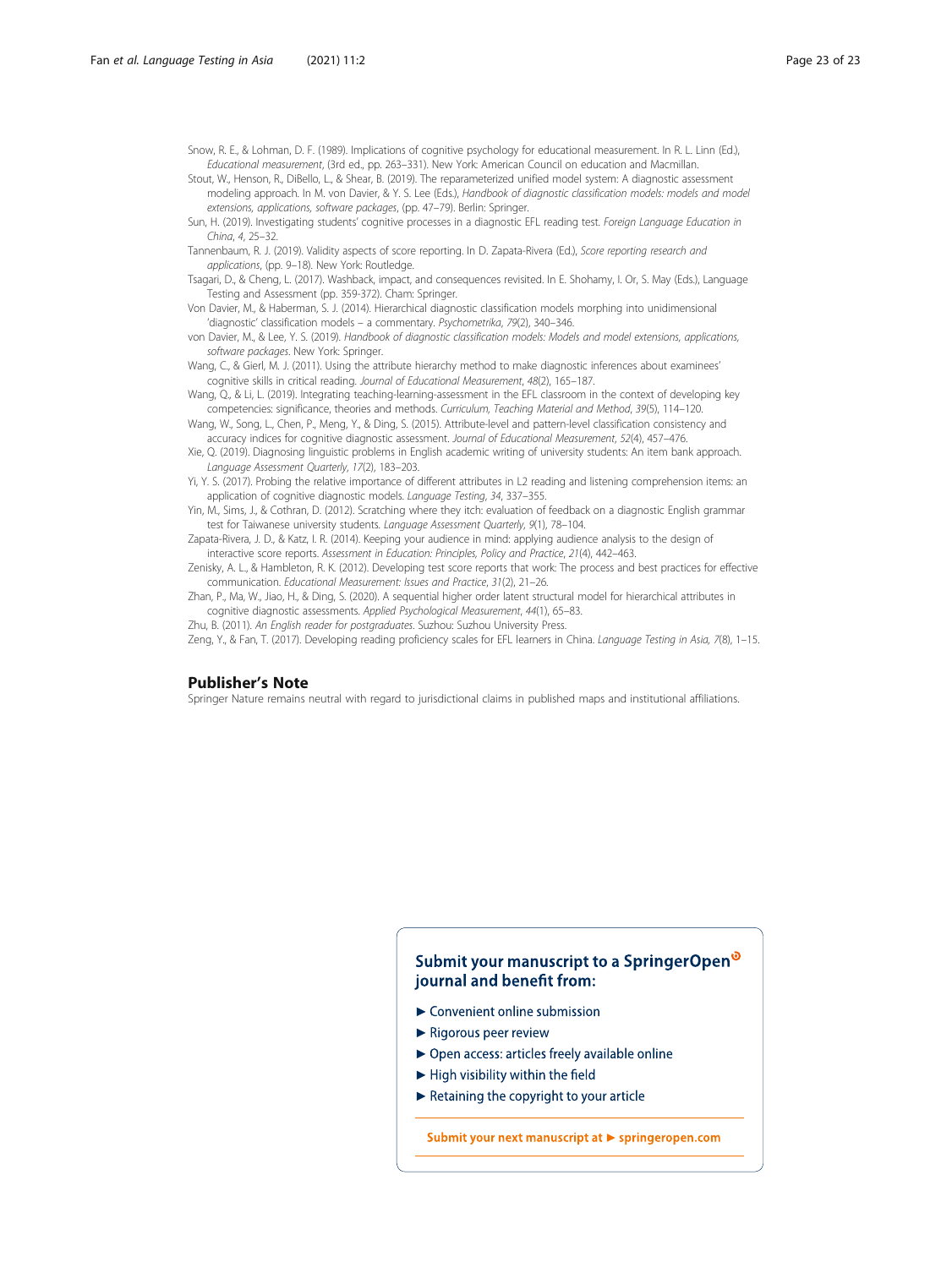Snow, R. E., & Lohman, D. F. (1989). Implications of cognitive psychology for educational measurement. In R. L. Linn (Ed.), *Educational measurement*, (3rd ed., pp. 263–331). New York: American Council on education and Macmillan.

Stout, W., Henson, R., DiBello, L., & Shear, B. (2019). The reparameterized unified model system: A diagnostic assessment modeling approach. In M. von Davier, & Y. S. Lee (Eds.), *Handbook of diagnostic classification models: models and model extensions, applications, software packages*, (pp. 47–79). Berlin: Springer.

Sun, H. (2019). Investigating students' cognitive processes in a diagnostic EFL reading test. *Foreign Language Education in China*, *4*, 25–32.

Tannenbaum, R. J. (2019). Validity aspects of score reporting. In D. Zapata-Rivera (Ed.), *Score reporting research and applications*, (pp. 9–18). New York: Routledge.

Tsagari, D., & Cheng, L. (2017). Washback, impact, and consequences revisited. In E. Shohamy, I. Or, S. May (Eds.), Language Testing and Assessment (pp. 359-372). Cham: Springer.

Von Davier, M., & Haberman, S. J. (2014). Hierarchical diagnostic classification models morphing into unidimensional 'diagnostic' classification models – a commentary. *Psychometrika*, *79*(2), 340–346.

von Davier, M., & Lee, Y. S. (2019). *Handbook of diagnostic classification models: Models and model extensions, applications, software packages*. New York: Springer.

Wang, C., & Gierl, M. J. (2011). Using the attribute hierarchy method to make diagnostic inferences about examinees' cognitive skills in critical reading. *Journal of Educational Measurement*, *48*(2), 165–187.

Wang, Q., & Li, L. (2019). Integrating teaching-learning-assessment in the EFL classroom in the context of developing key competencies: significance, theories and methods. *Curriculum, Teaching Material and Method*, *39*(5), 114–120.

Wang, W., Song, L., Chen, P., Meng, Y., & Ding, S. (2015). Attribute-level and pattern-level classification consistency and accuracy indices for cognitive diagnostic assessment. *Journal of Educational Measurement*, *52*(4), 457–476.

Xie, Q. (2019). Diagnosing linguistic problems in English academic writing of university students: An item bank approach. *Language Assessment Quarterly*, *17*(2), 183–203.

Yi, Y. S. (2017). Probing the relative importance of different attributes in L2 reading and listening comprehension items: an application of cognitive diagnostic models. *Language Testing*, *34*, 337–355.

Yin, M., Sims, J., & Cothran, D. (2012). Scratching where they itch: evaluation of feedback on a diagnostic English grammar test for Taiwanese university students. *Language Assessment Quarterly*, *9*(1), 78–104.

Zapata-Rivera, J. D., & Katz, I. R. (2014). Keeping your audience in mind: applying audience analysis to the design of interactive score reports. *Assessment in Education: Principles, Policy and Practice*, *21*(4), 442–463.

Zenisky, A. L., & Hambleton, R. K. (2012). Developing test score reports that work: The process and best practices for effective communication. *Educational Measurement: Issues and Practice*, *31*(2), 21–26.

Zhan, P., Ma, W., Jiao, H., & Ding, S. (2020). A sequential higher order latent structural model for hierarchical attributes in cognitive diagnostic assessments. *Applied Psychological Measurement*, *44*(1), 65–83.

Zhu, B. (2011). *An English reader for postgraduates*. Suzhou: Suzhou University Press.

Zeng, Y., & Fan, T. (2017). Developing reading proficiency scales for EFL learners in China. *Language Testing in Asia*, *7*(8), 1–15.

## Publisher's Note

Springer Nature remains neutral with regard to jurisdictional claims in published maps and institutional affiliations.

**Submit your manuscript to a SpringerOpen journal and benefit from:**

- ► Convenient online submission
- ► Rigorous peer review
- ► Open access: articles freely available online
- ► High visibility within the field
- ► Retaining the copyright to your article

**Submit your next manuscript at ► springeropen.com**